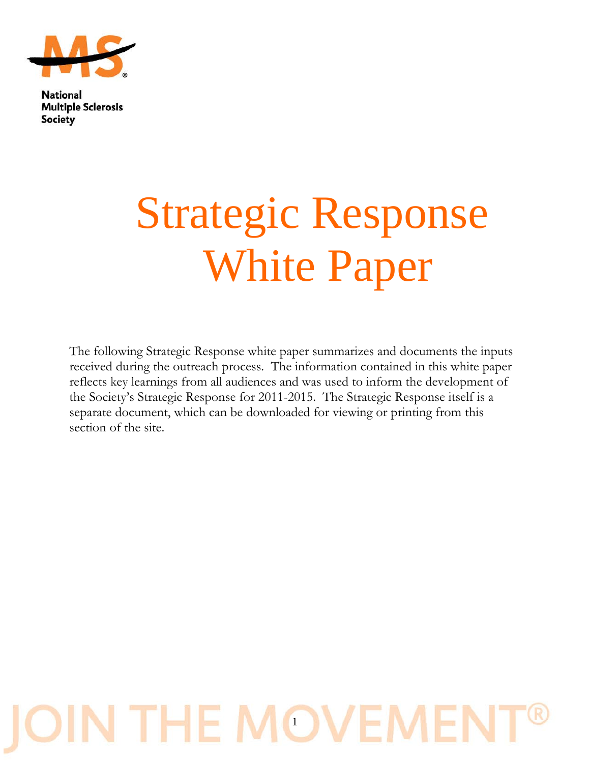National Multiple Sclerosis Society

# Strategic Response White Paper

The following Strategic Response white paper summarizes and documents the inputs received during the outreach process. The information contained in this white paper reflects key learnings from all audiences and was used to inform the development of the Society's Strategic Response for 2011-2015. The Strategic Response itself is a separate document, which can be downloaded for viewing or printing from this section of the site.

JOIN THE MOVEMENT®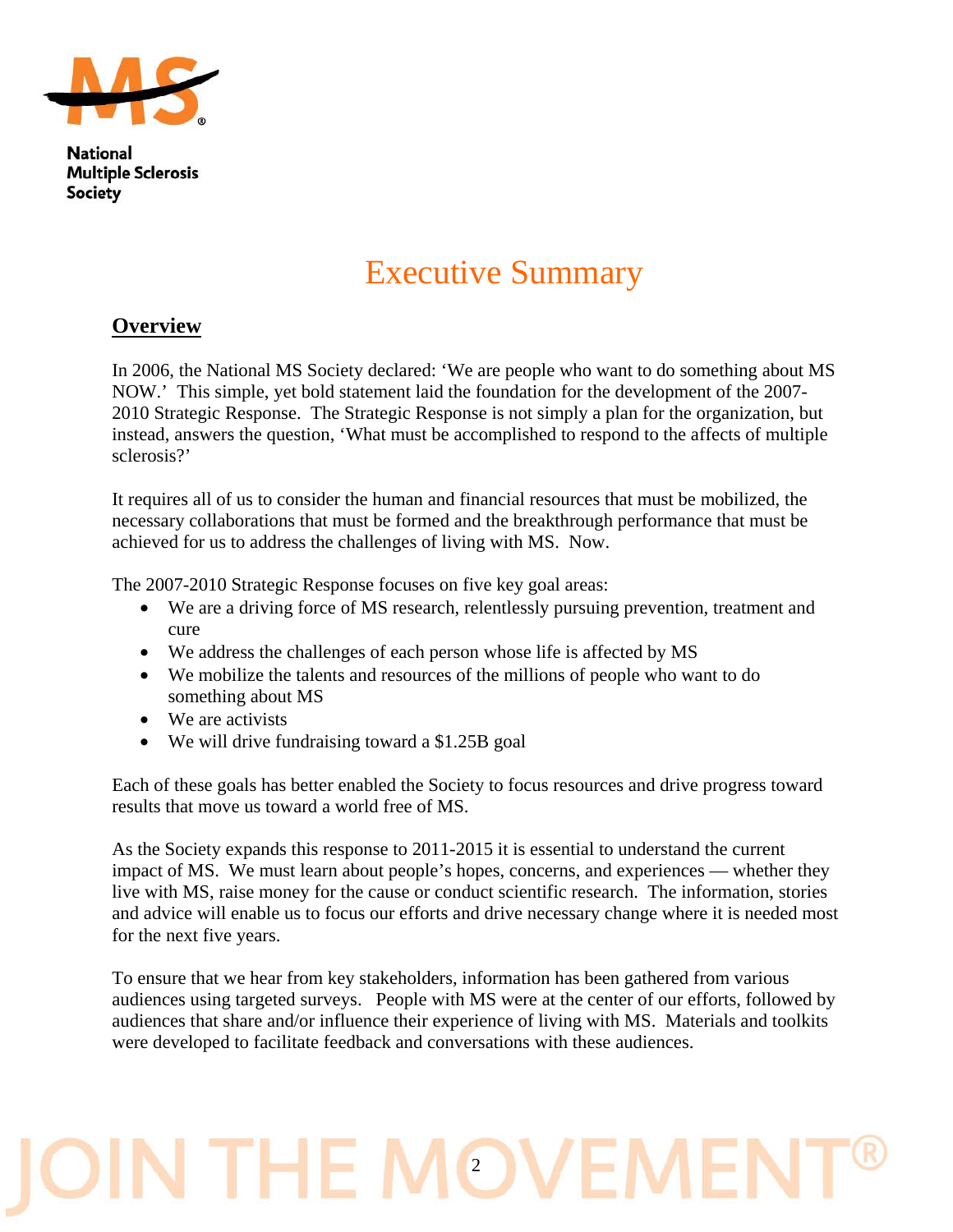**National Multiple Sclerosis Society**

# Executive Summary

## Overview

In 2006, the National MS Society declared: 'We are people who want to do something about MS NOW.' This simple, yet bold statement laid the foundation for the development of the 2007-2010 Strategic Response. The Strategic Response is not simply a plan for the organization, but instead, answers the question, 'What must be accomplished to respond to the affects of multiple sclerosis?'

It requires all of us to consider the human and financial resources that must be mobilized, the necessary collaborations that must be formed and the breakthrough performance that must be achieved for us to address the challenges of living with MS. Now.

The 2007-2010 Strategic Response focuses on five key goal areas:

- We are a driving force of MS research, relentlessly pursuing prevention, treatment and cure
- We address the challenges of each person whose life is affected by MS
- We mobilize the talents and resources of the millions of people who want to do something about MS
- We are activists
- We will drive fundraising toward a $1.25B goal

Each of these goals has better enabled the Society to focus resources and drive progress toward results that move us toward a world free of MS.

As the Society expands this response to 2011-2015 it is essential to understand the current impact of MS. We must learn about people's hopes, concerns, and experiences — whether they live with MS, raise money for the cause or conduct scientific research. The information, stories and advice will enable us to focus our efforts and drive necessary change where it is needed most for the next five years.

To ensure that we hear from key stakeholders, information has been gathered from various audiences using targeted surveys. People with MS were at the center of our efforts, followed by audiences that share and/or influence their experience of living with MS. Materials and toolkits were developed to facilitate feedback and conversations with these audiences.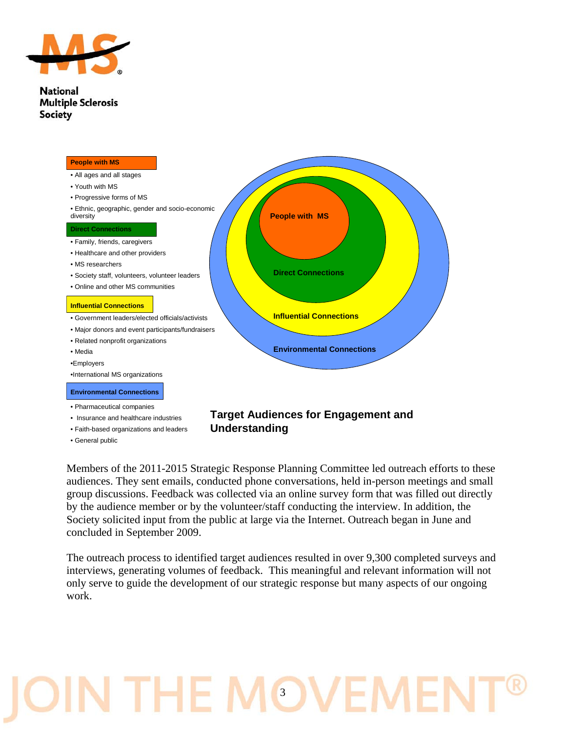**National Multiple Sclerosis Society**

**People with MS**

- All ages and all stages
- Youth with MS
- Progressive forms of MS
- Ethnic, geographic, gender and socio-economic diversity

**Direct Connections**

- Family, friends, caregivers
- Healthcare and other providers
- MS researchers
- Society staff, volunteers, volunteer leaders
- Online and other MS communities

**Influential Connections**

- Government leaders/elected officials/activists
- Major donors and event participants/fundraisers
- Related nonprofit organizations
- Media
- Employers
- International MS organizations

**Environmental Connections**

- Pharmaceutical companies
- Insurance and healthcare industries
- Faith-based organizations and leaders
- General public

People with MS

Direct Connections

Influential Connections

Environmental Connections

**Target Audiences for Engagement and Understanding**

Members of the 2011-2015 Strategic Response Planning Committee led outreach efforts to these audiences. They sent emails, conducted phone conversations, held in-person meetings and small group discussions. Feedback was collected via an online survey form that was filled out directly by the audience member or by the volunteer/staff conducting the interview. In addition, the Society solicited input from the public at large via the Internet. Outreach began in June and concluded in September 2009.

The outreach process to identified target audiences resulted in over 9,300 completed surveys and interviews, generating volumes of feedback. This meaningful and relevant information will not only serve to guide the development of our strategic response but many aspects of our ongoing work.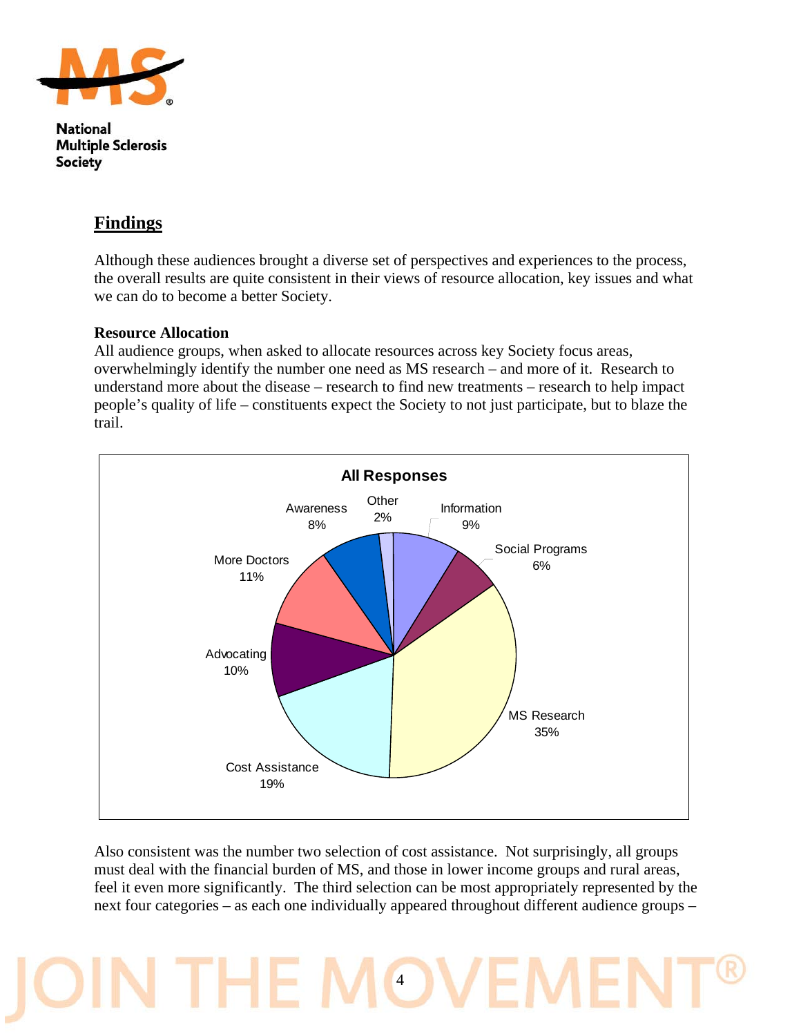## Findings

Although these audiences brought a diverse set of perspectives and experiences to the process, the overall results are quite consistent in their views of resource allocation, key issues and what we can do to become a better Society.

**Resource Allocation**

All audience groups, when asked to allocate resources across key Society focus areas, overwhelmingly identify the number one need as MS research – and more of it. Research to understand more about the disease – research to find new treatments – research to help impact people's quality of life – constituents expect the Society to not just participate, but to blaze the trail.

**All Responses**

| Category | Percentage |
|---|---|
| MS Research | 35% |
| Cost Assistance | 19% |
| More Doctors | 11% |
| Advocating | 10% |
| Information | 9% |
| Awareness | 8% |
| Social Programs | 6% |
| Other | 2% |

Also consistent was the number two selection of cost assistance. Not surprisingly, all groups must deal with the financial burden of MS, and those in lower income groups and rural areas, feel it even more significantly. The third selection can be most appropriately represented by the next four categories – as each one individually appeared throughout different audience groups –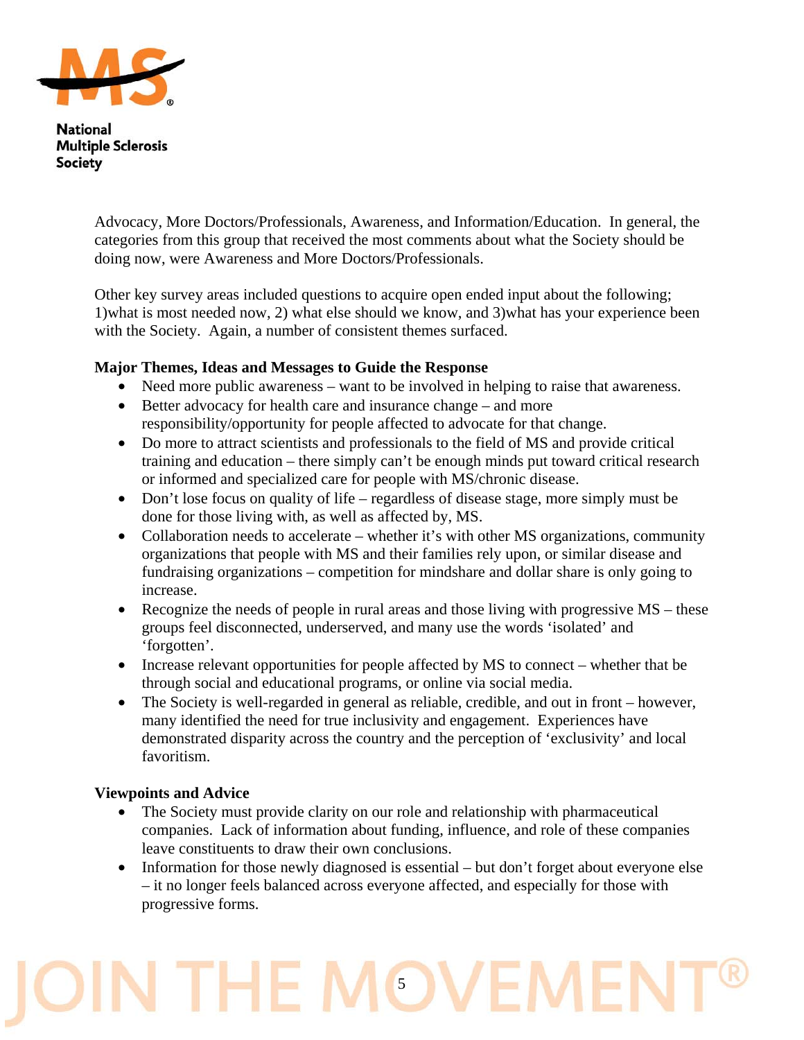Advocacy, More Doctors/Professionals, Awareness, and Information/Education. In general, the categories from this group that received the most comments about what the Society should be doing now, were Awareness and More Doctors/Professionals.

Other key survey areas included questions to acquire open ended input about the following; 1)what is most needed now, 2) what else should we know, and 3)what has your experience been with the Society. Again, a number of consistent themes surfaced.

**Major Themes, Ideas and Messages to Guide the Response**

- Need more public awareness – want to be involved in helping to raise that awareness.
- Better advocacy for health care and insurance change – and more responsibility/opportunity for people affected to advocate for that change.
- Do more to attract scientists and professionals to the field of MS and provide critical training and education – there simply can't be enough minds put toward critical research or informed and specialized care for people with MS/chronic disease.
- Don't lose focus on quality of life – regardless of disease stage, more simply must be done for those living with, as well as affected by, MS.
- Collaboration needs to accelerate – whether it's with other MS organizations, community organizations that people with MS and their families rely upon, or similar disease and fundraising organizations – competition for mindshare and dollar share is only going to increase.
- Recognize the needs of people in rural areas and those living with progressive MS – these groups feel disconnected, underserved, and many use the words 'isolated' and 'forgotten'.
- Increase relevant opportunities for people affected by MS to connect – whether that be through social and educational programs, or online via social media.
- The Society is well-regarded in general as reliable, credible, and out in front – however, many identified the need for true inclusivity and engagement. Experiences have demonstrated disparity across the country and the perception of 'exclusivity' and local favoritism.

**Viewpoints and Advice**

- The Society must provide clarity on our role and relationship with pharmaceutical companies. Lack of information about funding, influence, and role of these companies leave constituents to draw their own conclusions.
- Information for those newly diagnosed is essential – but don't forget about everyone else – it no longer feels balanced across everyone affected, and especially for those with progressive forms.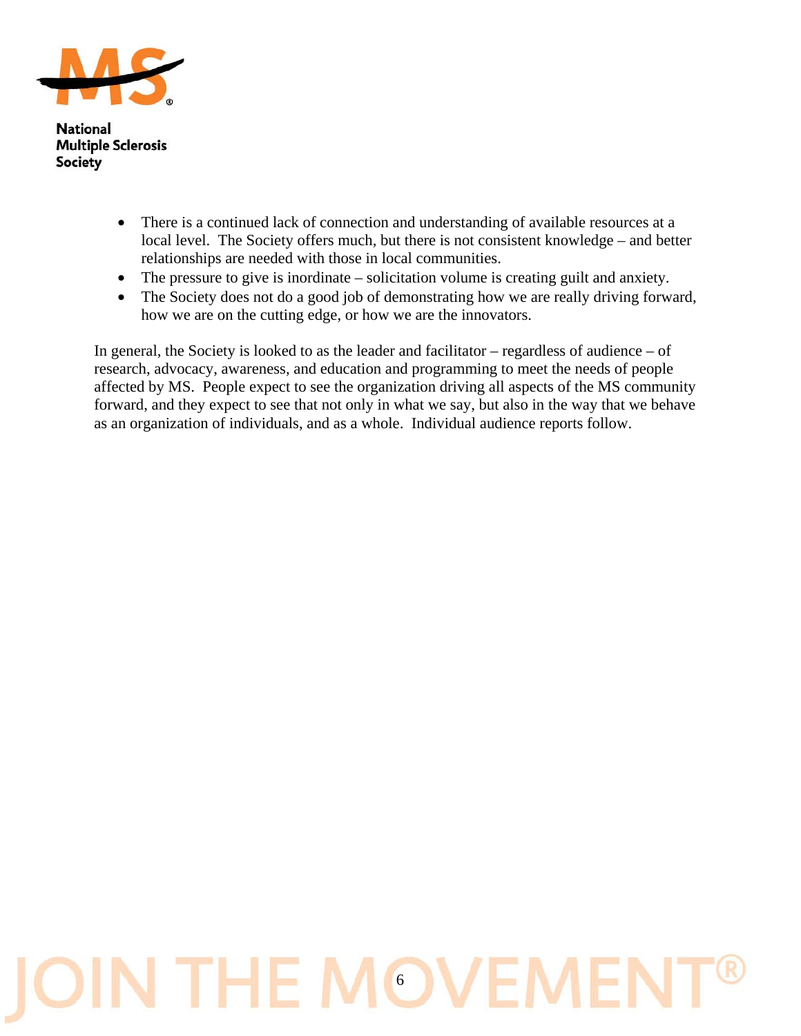- There is a continued lack of connection and understanding of available resources at a local level. The Society offers much, but there is not consistent knowledge – and better relationships are needed with those in local communities.
- The pressure to give is inordinate – solicitation volume is creating guilt and anxiety.
- The Society does not do a good job of demonstrating how we are really driving forward, how we are on the cutting edge, or how we are the innovators.

In general, the Society is looked to as the leader and facilitator – regardless of audience – of research, advocacy, awareness, and education and programming to meet the needs of people affected by MS. People expect to see the organization driving all aspects of the MS community forward, and they expect to see that not only in what we say, but also in the way that we behave as an organization of individuals, and as a whole. Individual audience reports follow.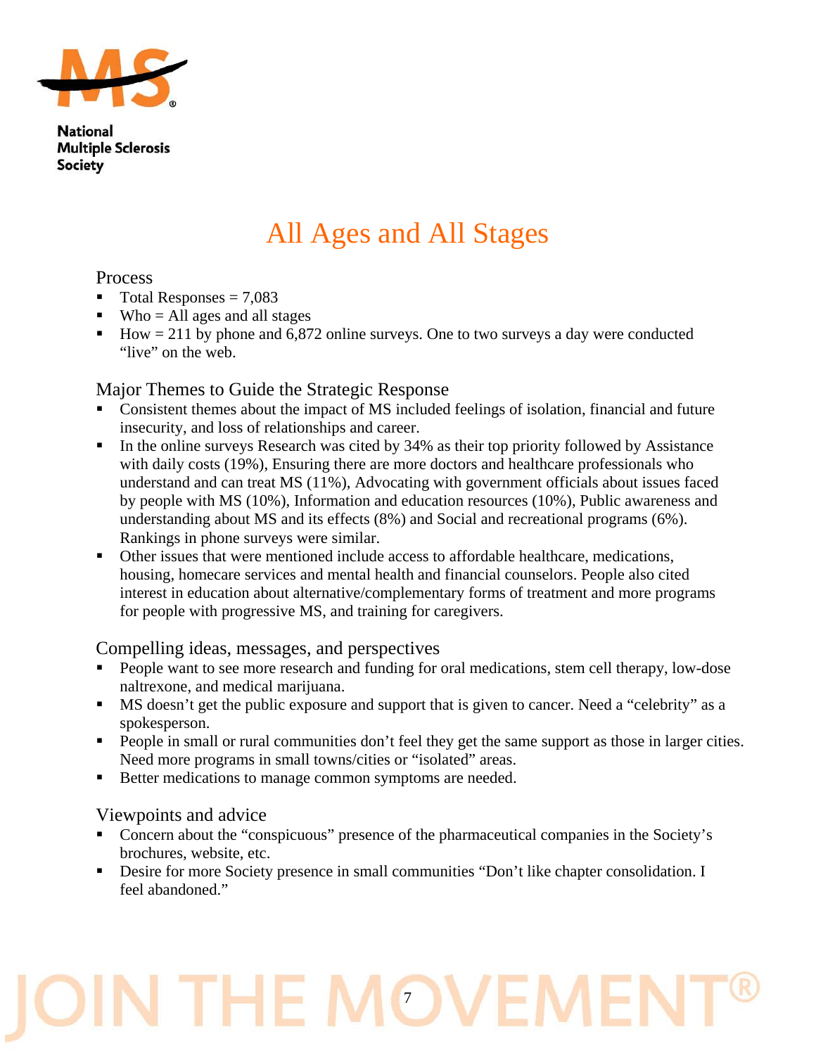# All Ages and All Stages

## Process

- Total Responses = 7,083
- Who = All ages and all stages
- How = 211 by phone and 6,872 online surveys. One to two surveys a day were conducted "live" on the web.

## Major Themes to Guide the Strategic Response

- Consistent themes about the impact of MS included feelings of isolation, financial and future insecurity, and loss of relationships and career.
- In the online surveys Research was cited by 34% as their top priority followed by Assistance with daily costs (19%), Ensuring there are more doctors and healthcare professionals who understand and can treat MS (11%), Advocating with government officials about issues faced by people with MS (10%), Information and education resources (10%), Public awareness and understanding about MS and its effects (8%) and Social and recreational programs (6%). Rankings in phone surveys were similar.
- Other issues that were mentioned include access to affordable healthcare, medications, housing, homecare services and mental health and financial counselors. People also cited interest in education about alternative/complementary forms of treatment and more programs for people with progressive MS, and training for caregivers.

## Compelling ideas, messages, and perspectives

- People want to see more research and funding for oral medications, stem cell therapy, low-dose naltrexone, and medical marijuana.
- MS doesn't get the public exposure and support that is given to cancer. Need a "celebrity" as a spokesperson.
- People in small or rural communities don't feel they get the same support as those in larger cities. Need more programs in small towns/cities or "isolated" areas.
- Better medications to manage common symptoms are needed.

## Viewpoints and advice

- Concern about the "conspicuous" presence of the pharmaceutical companies in the Society's brochures, website, etc.
- Desire for more Society presence in small communities "Don't like chapter consolidation. I feel abandoned."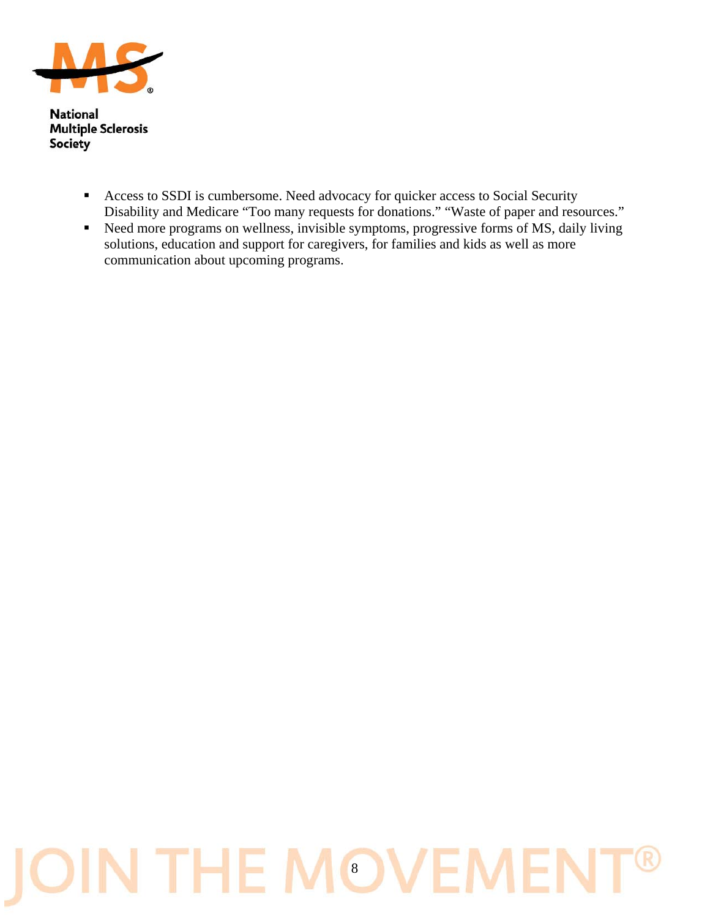- Access to SSDI is cumbersome. Need advocacy for quicker access to Social Security Disability and Medicare "Too many requests for donations." "Waste of paper and resources."
- Need more programs on wellness, invisible symptoms, progressive forms of MS, daily living solutions, education and support for caregivers, for families and kids as well as more communication about upcoming programs.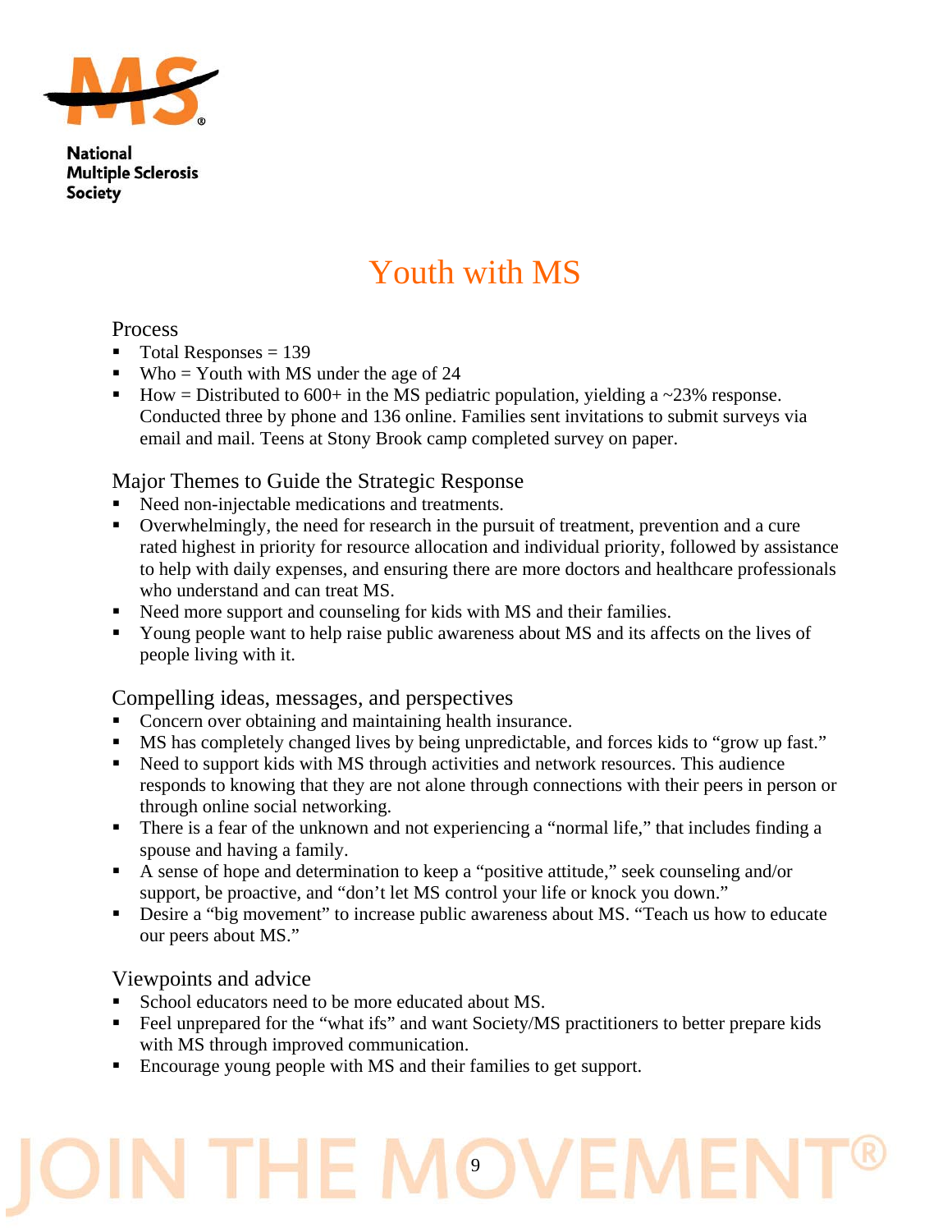National Multiple Sclerosis Society

# Youth with MS

## Process

- Total Responses = 139
- Who = Youth with MS under the age of 24
- How = Distributed to 600+ in the MS pediatric population, yielding a ~23% response. Conducted three by phone and 136 online. Families sent invitations to submit surveys via email and mail. Teens at Stony Brook camp completed survey on paper.

## Major Themes to Guide the Strategic Response

- Need non-injectable medications and treatments.
- Overwhelmingly, the need for research in the pursuit of treatment, prevention and a cure rated highest in priority for resource allocation and individual priority, followed by assistance to help with daily expenses, and ensuring there are more doctors and healthcare professionals who understand and can treat MS.
- Need more support and counseling for kids with MS and their families.
- Young people want to help raise public awareness about MS and its affects on the lives of people living with it.

## Compelling ideas, messages, and perspectives

- Concern over obtaining and maintaining health insurance.
- MS has completely changed lives by being unpredictable, and forces kids to "grow up fast."
- Need to support kids with MS through activities and network resources. This audience responds to knowing that they are not alone through connections with their peers in person or through online social networking.
- There is a fear of the unknown and not experiencing a "normal life," that includes finding a spouse and having a family.
- A sense of hope and determination to keep a "positive attitude," seek counseling and/or support, be proactive, and "don't let MS control your life or knock you down."
- Desire a "big movement" to increase public awareness about MS. "Teach us how to educate our peers about MS."

## Viewpoints and advice

- School educators need to be more educated about MS.
- Feel unprepared for the "what ifs" and want Society/MS practitioners to better prepare kids with MS through improved communication.
- Encourage young people with MS and their families to get support.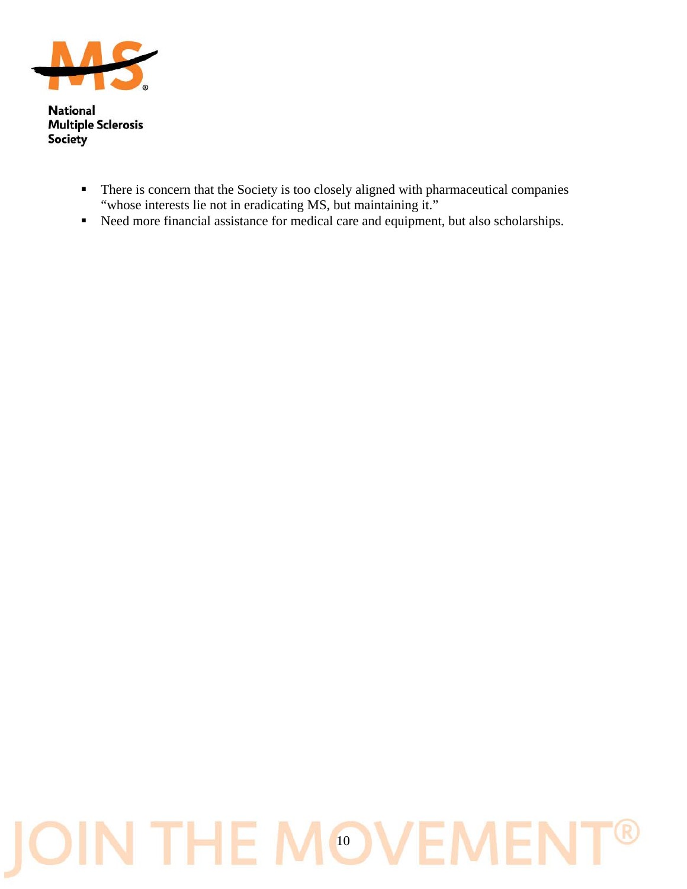- There is concern that the Society is too closely aligned with pharmaceutical companies "whose interests lie not in eradicating MS, but maintaining it."
- Need more financial assistance for medical care and equipment, but also scholarships.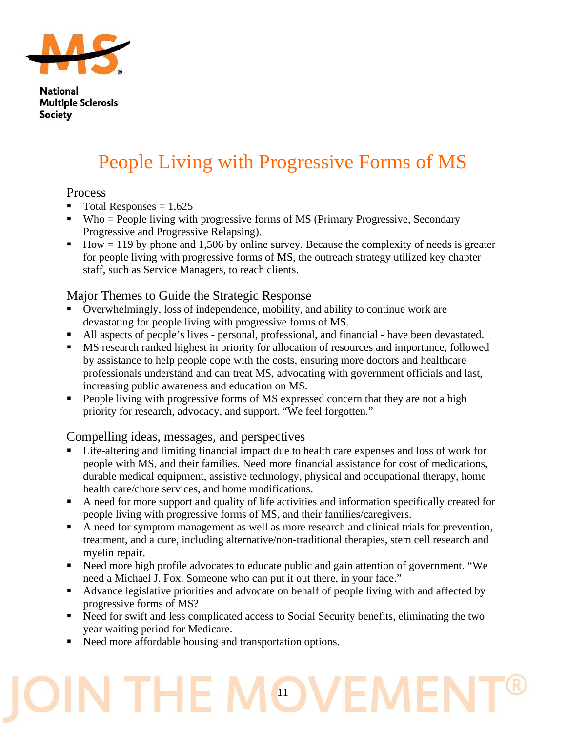# People Living with Progressive Forms of MS

## Process

- Total Responses = 1,625
- Who = People living with progressive forms of MS (Primary Progressive, Secondary Progressive and Progressive Relapsing).
- How = 119 by phone and 1,506 by online survey. Because the complexity of needs is greater for people living with progressive forms of MS, the outreach strategy utilized key chapter staff, such as Service Managers, to reach clients.

## Major Themes to Guide the Strategic Response

- Overwhelmingly, loss of independence, mobility, and ability to continue work are devastating for people living with progressive forms of MS.
- All aspects of people's lives - personal, professional, and financial - have been devastated.
- MS research ranked highest in priority for allocation of resources and importance, followed by assistance to help people cope with the costs, ensuring more doctors and healthcare professionals understand and can treat MS, advocating with government officials and last, increasing public awareness and education on MS.
- People living with progressive forms of MS expressed concern that they are not a high priority for research, advocacy, and support. "We feel forgotten."

## Compelling ideas, messages, and perspectives

- Life-altering and limiting financial impact due to health care expenses and loss of work for people with MS, and their families. Need more financial assistance for cost of medications, durable medical equipment, assistive technology, physical and occupational therapy, home health care/chore services, and home modifications.
- A need for more support and quality of life activities and information specifically created for people living with progressive forms of MS, and their families/caregivers.
- A need for symptom management as well as more research and clinical trials for prevention, treatment, and a cure, including alternative/non-traditional therapies, stem cell research and myelin repair.
- Need more high profile advocates to educate public and gain attention of government. "We need a Michael J. Fox. Someone who can put it out there, in your face."
- Advance legislative priorities and advocate on behalf of people living with and affected by progressive forms of MS?
- Need for swift and less complicated access to Social Security benefits, eliminating the two year waiting period for Medicare.
- Need more affordable housing and transportation options.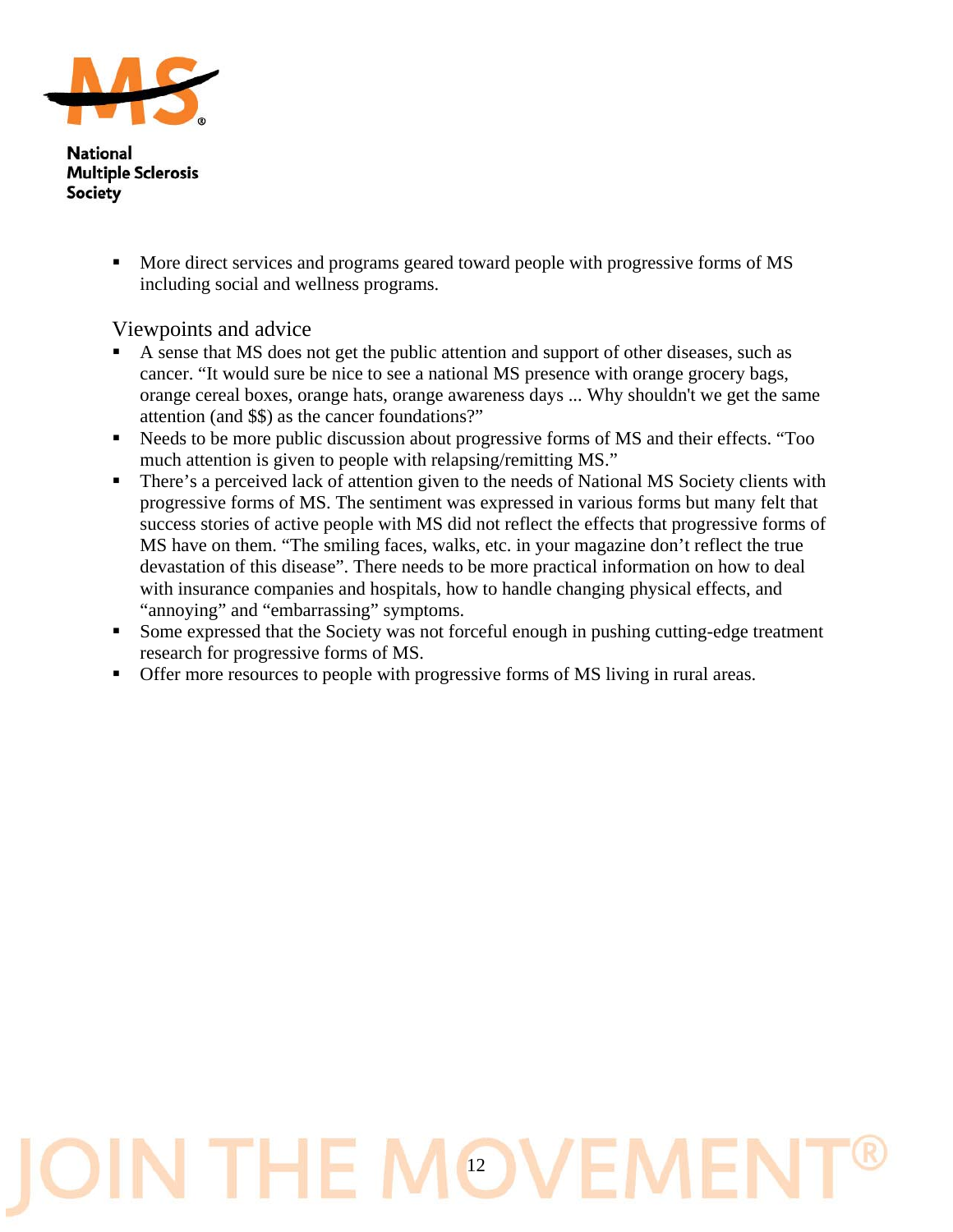- More direct services and programs geared toward people with progressive forms of MS including social and wellness programs.

## Viewpoints and advice

- A sense that MS does not get the public attention and support of other diseases, such as cancer. "It would sure be nice to see a national MS presence with orange grocery bags, orange cereal boxes, orange hats, orange awareness days ... Why shouldn't we get the same attention (and $$) as the cancer foundations?"
- Needs to be more public discussion about progressive forms of MS and their effects. "Too much attention is given to people with relapsing/remitting MS."
- There's a perceived lack of attention given to the needs of National MS Society clients with progressive forms of MS. The sentiment was expressed in various forms but many felt that success stories of active people with MS did not reflect the effects that progressive forms of MS have on them. "The smiling faces, walks, etc. in your magazine don't reflect the true devastation of this disease". There needs to be more practical information on how to deal with insurance companies and hospitals, how to handle changing physical effects, and "annoying" and "embarrassing" symptoms.
- Some expressed that the Society was not forceful enough in pushing cutting-edge treatment research for progressive forms of MS.
- Offer more resources to people with progressive forms of MS living in rural areas.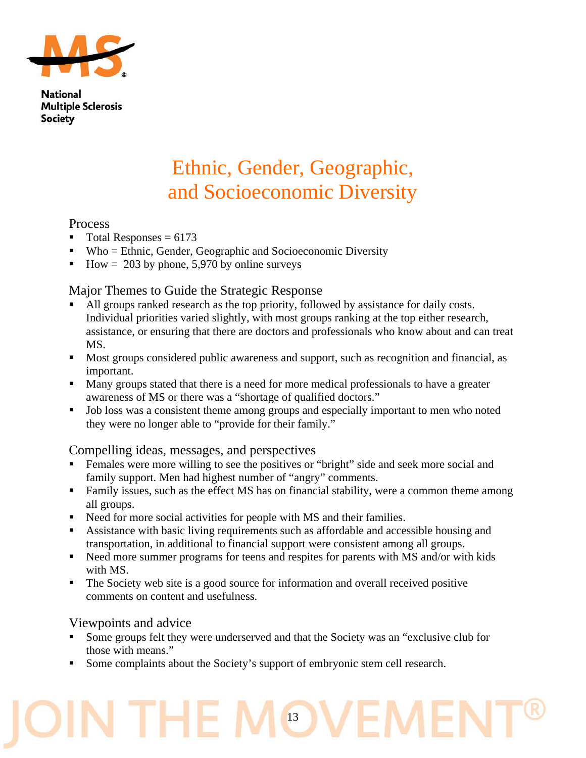# Ethnic, Gender, Geographic, and Socioeconomic Diversity

## Process

- Total Responses = 6173
- Who = Ethnic, Gender, Geographic and Socioeconomic Diversity
- How = 203 by phone, 5,970 by online surveys

## Major Themes to Guide the Strategic Response

- All groups ranked research as the top priority, followed by assistance for daily costs. Individual priorities varied slightly, with most groups ranking at the top either research, assistance, or ensuring that there are doctors and professionals who know about and can treat MS.
- Most groups considered public awareness and support, such as recognition and financial, as important.
- Many groups stated that there is a need for more medical professionals to have a greater awareness of MS or there was a "shortage of qualified doctors."
- Job loss was a consistent theme among groups and especially important to men who noted they were no longer able to "provide for their family."

## Compelling ideas, messages, and perspectives

- Females were more willing to see the positives or "bright" side and seek more social and family support. Men had highest number of "angry" comments.
- Family issues, such as the effect MS has on financial stability, were a common theme among all groups.
- Need for more social activities for people with MS and their families.
- Assistance with basic living requirements such as affordable and accessible housing and transportation, in additional to financial support were consistent among all groups.
- Need more summer programs for teens and respites for parents with MS and/or with kids with MS.
- The Society web site is a good source for information and overall received positive comments on content and usefulness.

## Viewpoints and advice

- Some groups felt they were underserved and that the Society was an "exclusive club for those with means."
- Some complaints about the Society's support of embryonic stem cell research.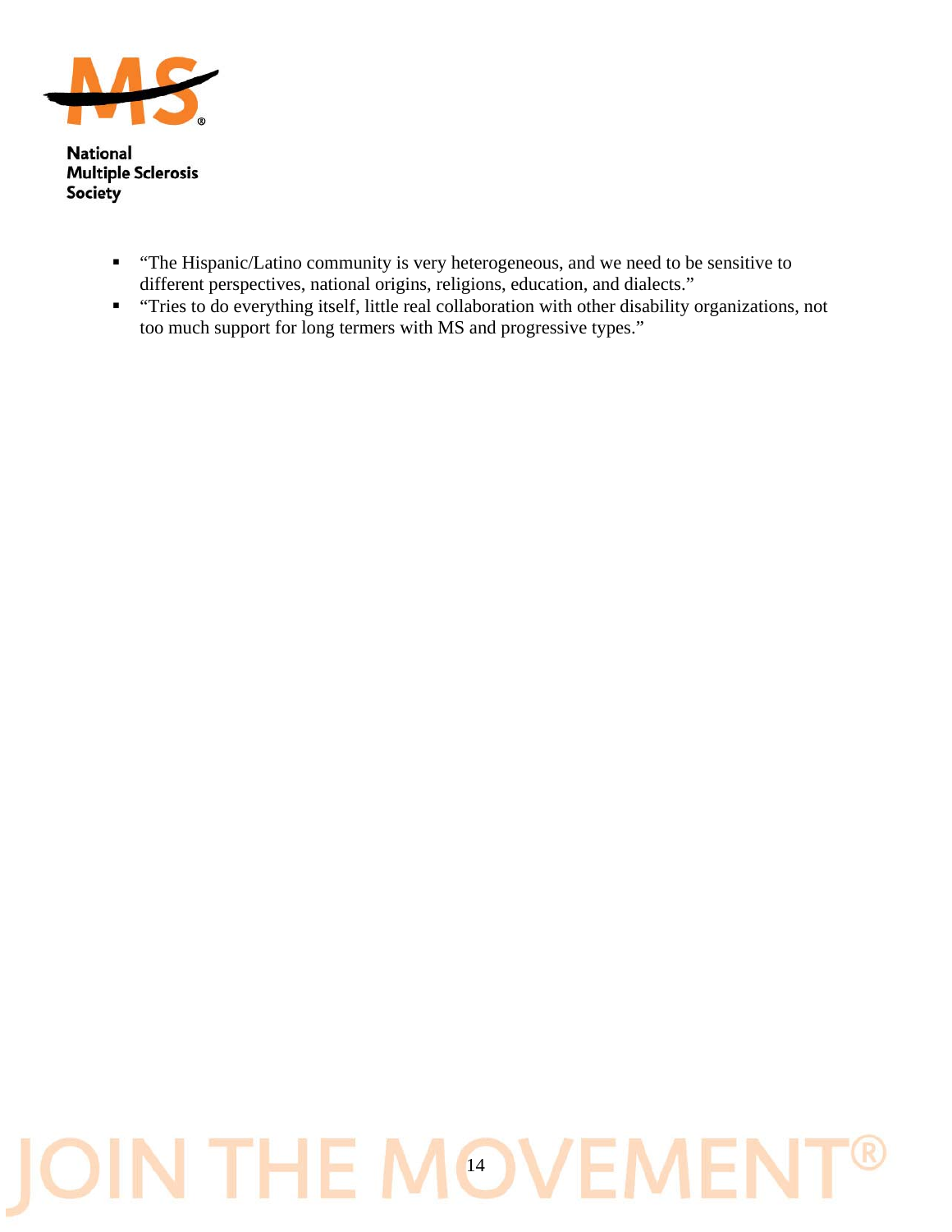- "The Hispanic/Latino community is very heterogeneous, and we need to be sensitive to different perspectives, national origins, religions, education, and dialects."
- "Tries to do everything itself, little real collaboration with other disability organizations, not too much support for long termers with MS and progressive types."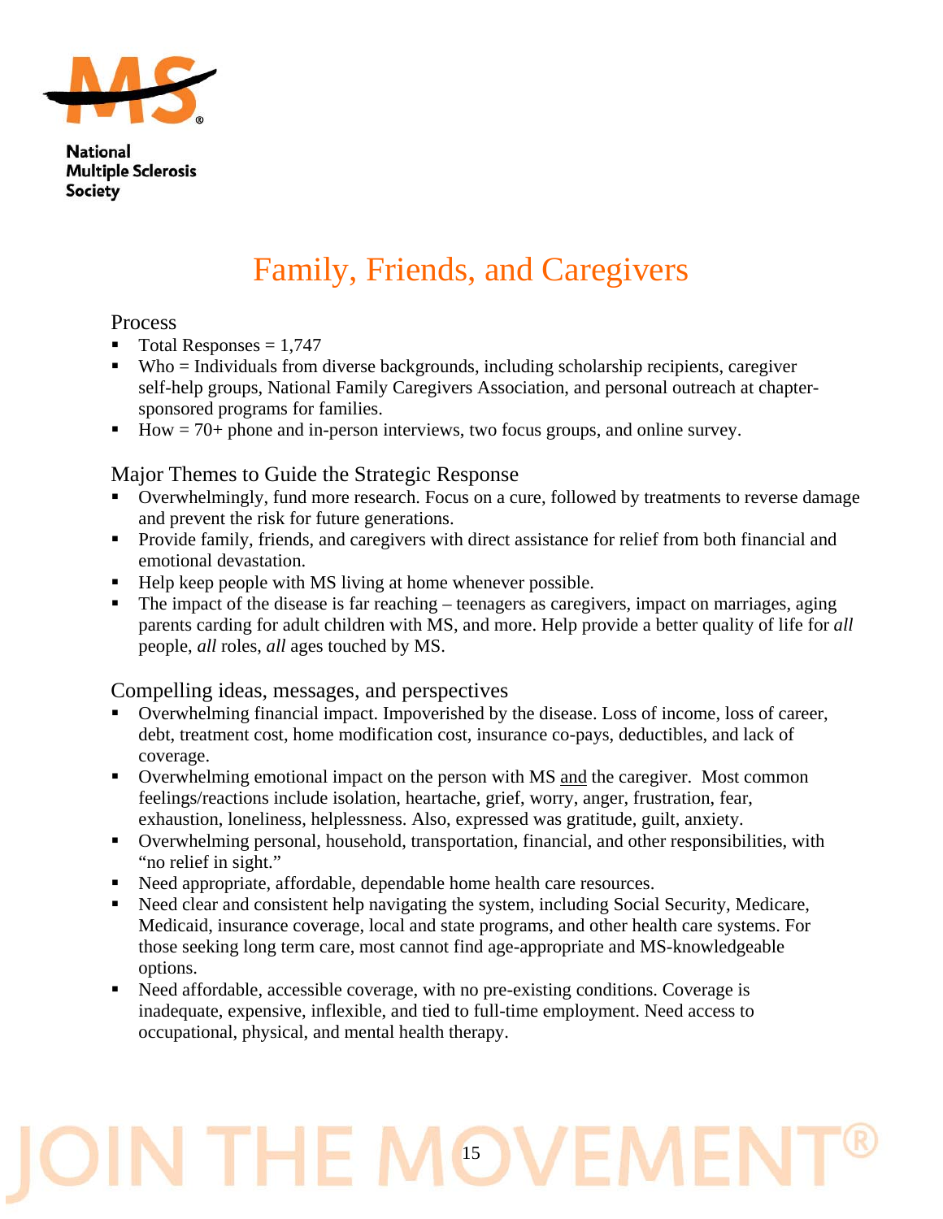National Multiple Sclerosis Society

# Family, Friends, and Caregivers

## Process

- Total Responses = 1,747
- Who = Individuals from diverse backgrounds, including scholarship recipients, caregiver self-help groups, National Family Caregivers Association, and personal outreach at chapter-sponsored programs for families.
- How = 70+ phone and in-person interviews, two focus groups, and online survey.

## Major Themes to Guide the Strategic Response

- Overwhelmingly, fund more research. Focus on a cure, followed by treatments to reverse damage and prevent the risk for future generations.
- Provide family, friends, and caregivers with direct assistance for relief from both financial and emotional devastation.
- Help keep people with MS living at home whenever possible.
- The impact of the disease is far reaching – teenagers as caregivers, impact on marriages, aging parents carding for adult children with MS, and more. Help provide a better quality of life for *all* people, *all* roles, *all* ages touched by MS.

## Compelling ideas, messages, and perspectives

- Overwhelming financial impact. Impoverished by the disease. Loss of income, loss of career, debt, treatment cost, home modification cost, insurance co-pays, deductibles, and lack of coverage.
- Overwhelming emotional impact on the person with MS <u>and</u> the caregiver. Most common feelings/reactions include isolation, heartache, grief, worry, anger, frustration, fear, exhaustion, loneliness, helplessness. Also, expressed was gratitude, guilt, anxiety.
- Overwhelming personal, household, transportation, financial, and other responsibilities, with "no relief in sight."
- Need appropriate, affordable, dependable home health care resources.
- Need clear and consistent help navigating the system, including Social Security, Medicare, Medicaid, insurance coverage, local and state programs, and other health care systems. For those seeking long term care, most cannot find age-appropriate and MS-knowledgeable options.
- Need affordable, accessible coverage, with no pre-existing conditions. Coverage is inadequate, expensive, inflexible, and tied to full-time employment. Need access to occupational, physical, and mental health therapy.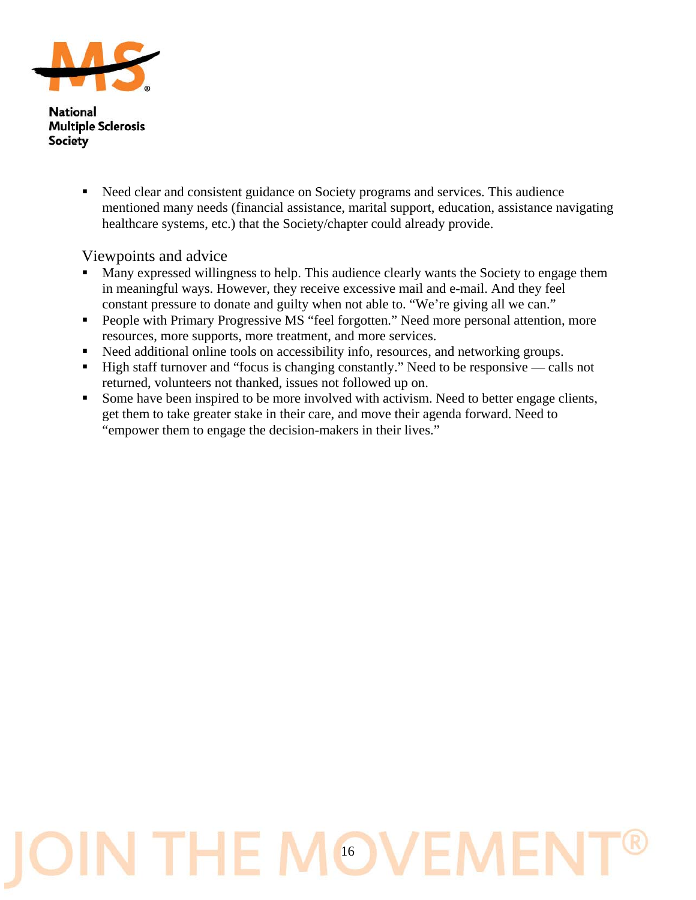- Need clear and consistent guidance on Society programs and services. This audience mentioned many needs (financial assistance, marital support, education, assistance navigating healthcare systems, etc.) that the Society/chapter could already provide.

### Viewpoints and advice

- Many expressed willingness to help. This audience clearly wants the Society to engage them in meaningful ways. However, they receive excessive mail and e-mail. And they feel constant pressure to donate and guilty when not able to. "We're giving all we can."
- People with Primary Progressive MS "feel forgotten." Need more personal attention, more resources, more supports, more treatment, and more services.
- Need additional online tools on accessibility info, resources, and networking groups.
- High staff turnover and "focus is changing constantly." Need to be responsive — calls not returned, volunteers not thanked, issues not followed up on.
- Some have been inspired to be more involved with activism. Need to better engage clients, get them to take greater stake in their care, and move their agenda forward. Need to "empower them to engage the decision-makers in their lives."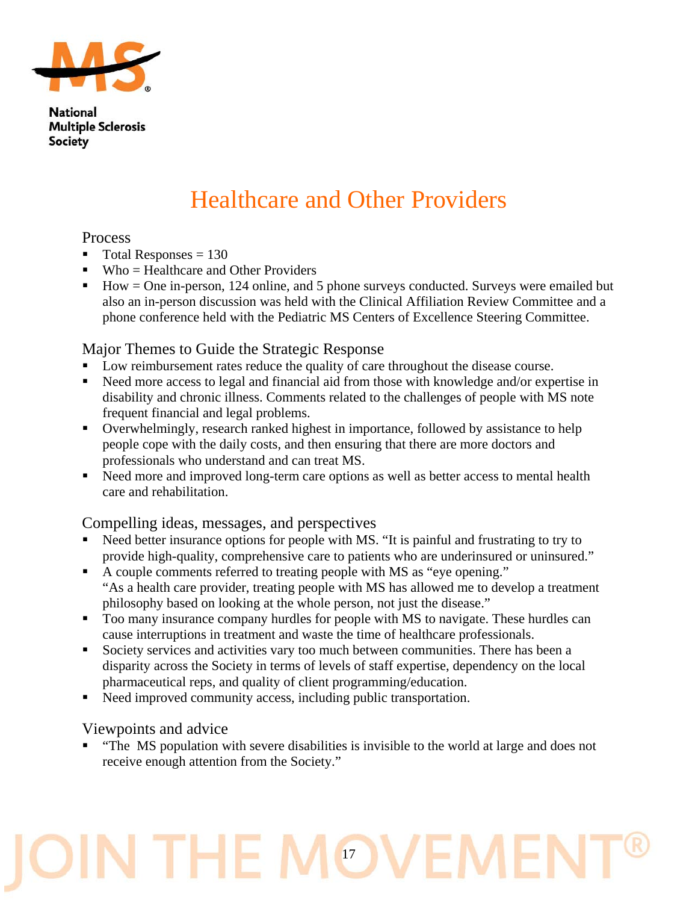# Healthcare and Other Providers

## Process

- Total Responses = 130
- Who = Healthcare and Other Providers
- How = One in-person, 124 online, and 5 phone surveys conducted. Surveys were emailed but also an in-person discussion was held with the Clinical Affiliation Review Committee and a phone conference held with the Pediatric MS Centers of Excellence Steering Committee.

## Major Themes to Guide the Strategic Response

- Low reimbursement rates reduce the quality of care throughout the disease course.
- Need more access to legal and financial aid from those with knowledge and/or expertise in disability and chronic illness. Comments related to the challenges of people with MS note frequent financial and legal problems.
- Overwhelmingly, research ranked highest in importance, followed by assistance to help people cope with the daily costs, and then ensuring that there are more doctors and professionals who understand and can treat MS.
- Need more and improved long-term care options as well as better access to mental health care and rehabilitation.

## Compelling ideas, messages, and perspectives

- Need better insurance options for people with MS. "It is painful and frustrating to try to provide high-quality, comprehensive care to patients who are underinsured or uninsured."
- A couple comments referred to treating people with MS as "eye opening."
  "As a health care provider, treating people with MS has allowed me to develop a treatment philosophy based on looking at the whole person, not just the disease."
- Too many insurance company hurdles for people with MS to navigate. These hurdles can cause interruptions in treatment and waste the time of healthcare professionals.
- Society services and activities vary too much between communities. There has been a disparity across the Society in terms of levels of staff expertise, dependency on the local pharmaceutical reps, and quality of client programming/education.
- Need improved community access, including public transportation.

## Viewpoints and advice

- "The MS population with severe disabilities is invisible to the world at large and does not receive enough attention from the Society."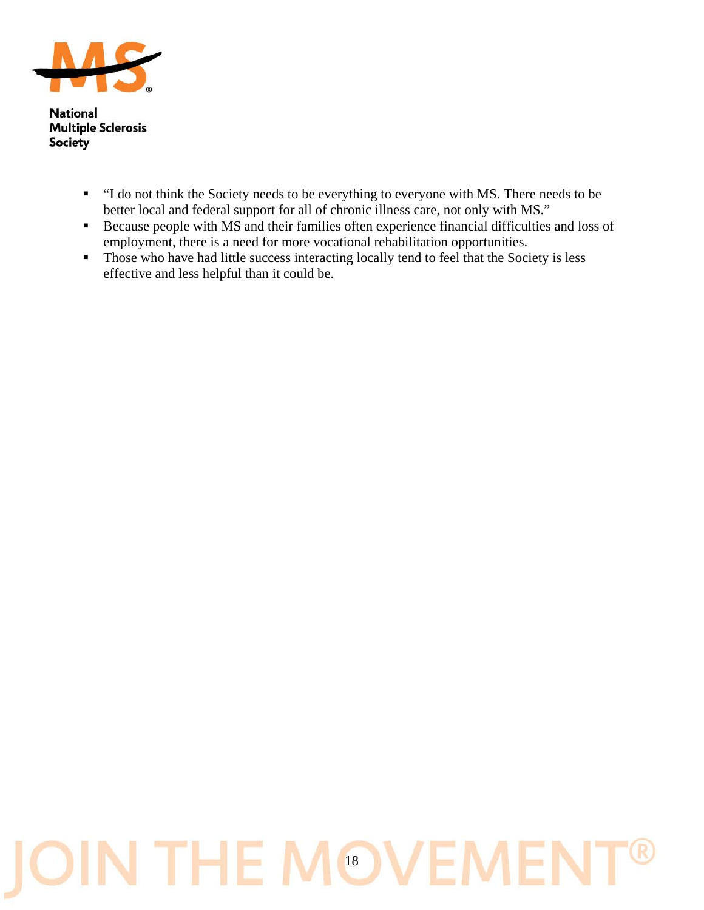- "I do not think the Society needs to be everything to everyone with MS. There needs to be better local and federal support for all of chronic illness care, not only with MS."
- Because people with MS and their families often experience financial difficulties and loss of employment, there is a need for more vocational rehabilitation opportunities.
- Those who have had little success interacting locally tend to feel that the Society is less effective and less helpful than it could be.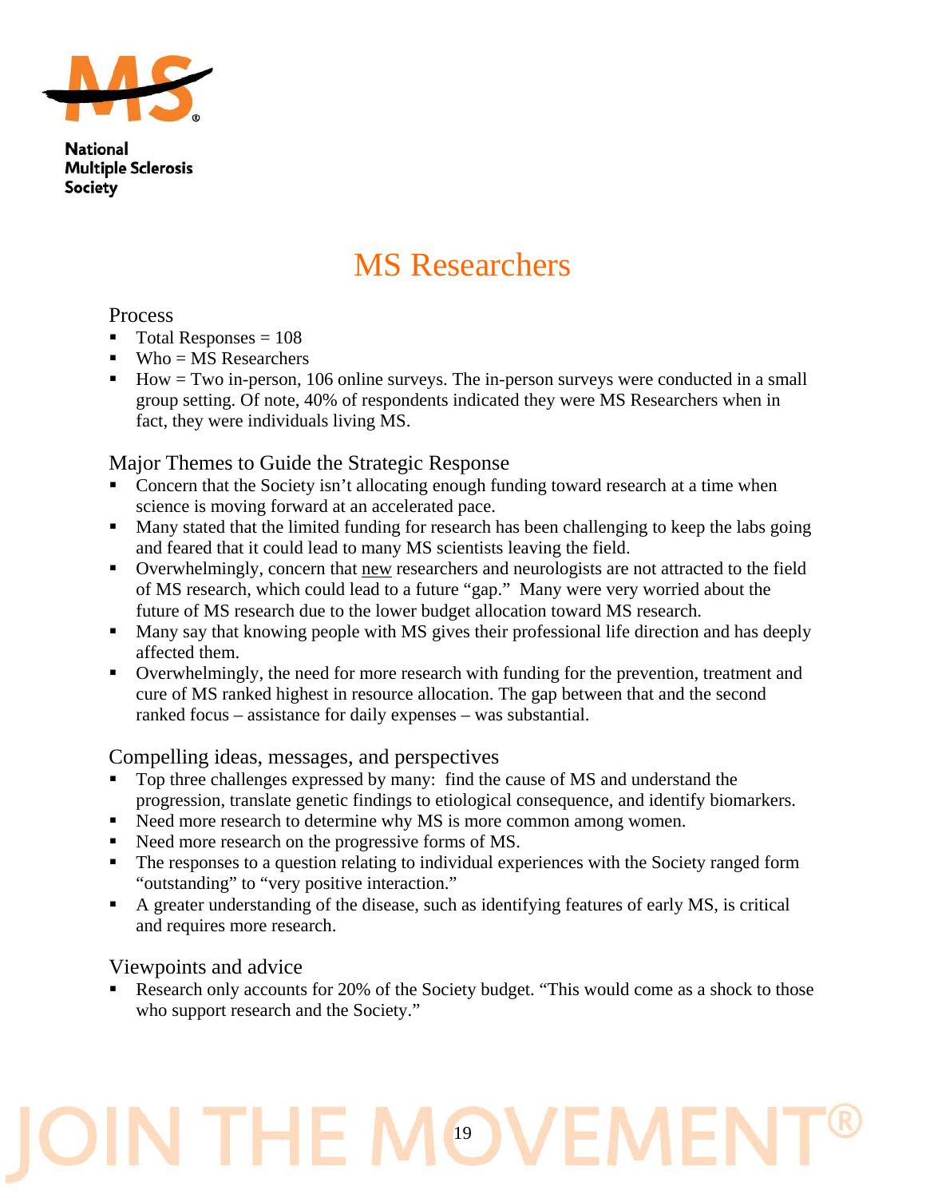# MS Researchers

## Process

- Total Responses = 108
- Who = MS Researchers
- How = Two in-person, 106 online surveys. The in-person surveys were conducted in a small group setting. Of note, 40% of respondents indicated they were MS Researchers when in fact, they were individuals living MS.

## Major Themes to Guide the Strategic Response

- Concern that the Society isn't allocating enough funding toward research at a time when science is moving forward at an accelerated pace.
- Many stated that the limited funding for research has been challenging to keep the labs going and feared that it could lead to many MS scientists leaving the field.
- Overwhelmingly, concern that new researchers and neurologists are not attracted to the field of MS research, which could lead to a future "gap." Many were very worried about the future of MS research due to the lower budget allocation toward MS research.
- Many say that knowing people with MS gives their professional life direction and has deeply affected them.
- Overwhelmingly, the need for more research with funding for the prevention, treatment and cure of MS ranked highest in resource allocation. The gap between that and the second ranked focus – assistance for daily expenses – was substantial.

## Compelling ideas, messages, and perspectives

- Top three challenges expressed by many: find the cause of MS and understand the progression, translate genetic findings to etiological consequence, and identify biomarkers.
- Need more research to determine why MS is more common among women.
- Need more research on the progressive forms of MS.
- The responses to a question relating to individual experiences with the Society ranged form "outstanding" to "very positive interaction."
- A greater understanding of the disease, such as identifying features of early MS, is critical and requires more research.

## Viewpoints and advice

- Research only accounts for 20% of the Society budget. "This would come as a shock to those who support research and the Society."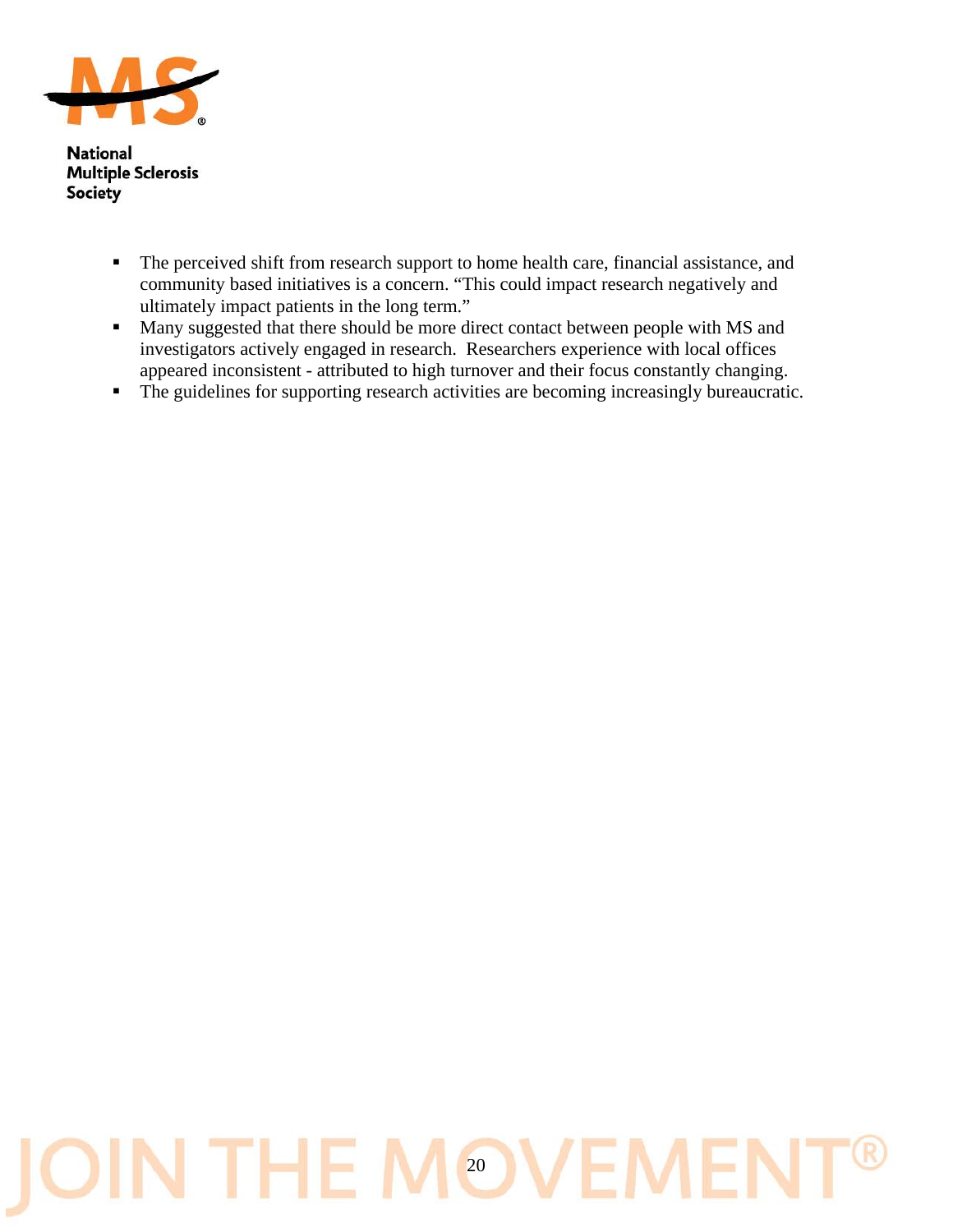- The perceived shift from research support to home health care, financial assistance, and community based initiatives is a concern. "This could impact research negatively and ultimately impact patients in the long term."
- Many suggested that there should be more direct contact between people with MS and investigators actively engaged in research. Researchers experience with local offices appeared inconsistent - attributed to high turnover and their focus constantly changing.
- The guidelines for supporting research activities are becoming increasingly bureaucratic.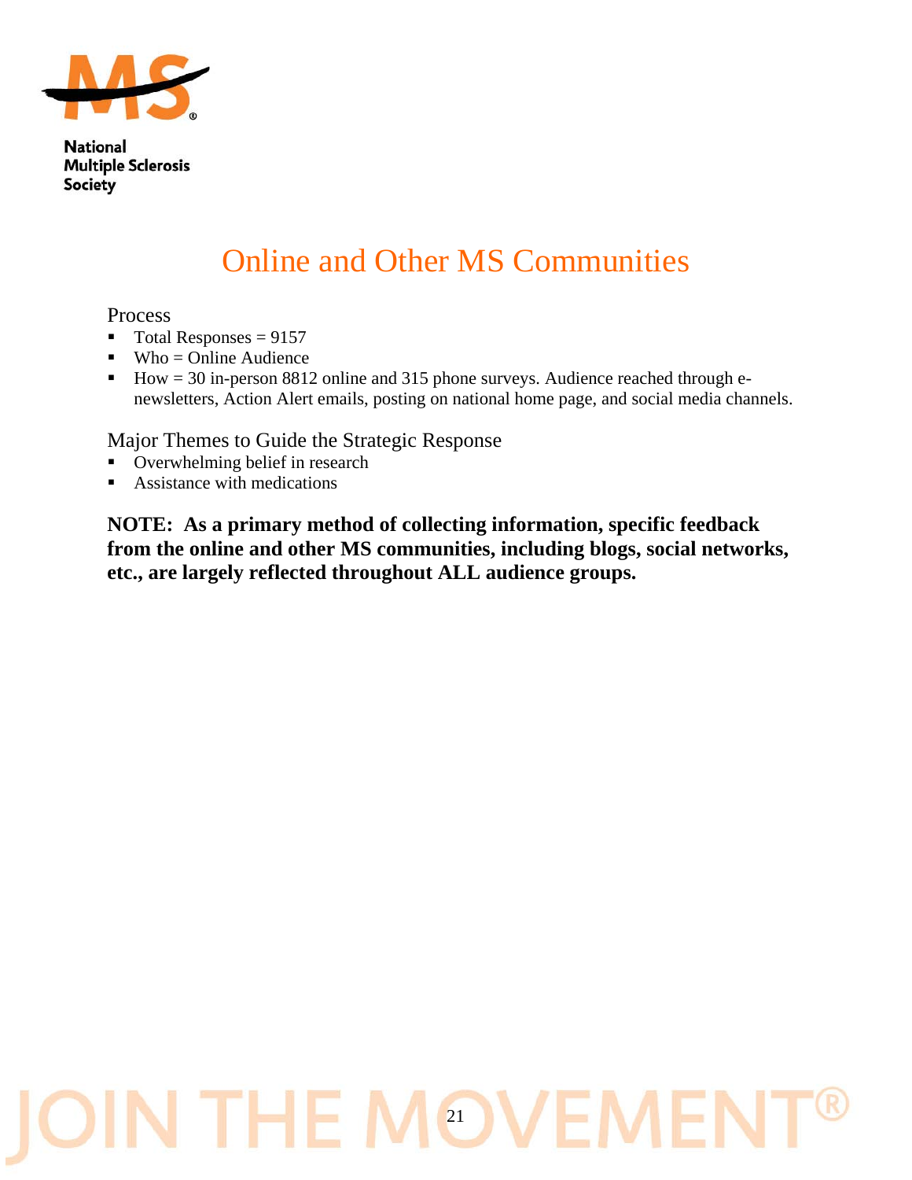# Online and Other MS Communities

Process

- Total Responses = 9157
- Who = Online Audience
- How = 30 in-person 8812 online and 315 phone surveys. Audience reached through e-newsletters, Action Alert emails, posting on national home page, and social media channels.

Major Themes to Guide the Strategic Response

- Overwhelming belief in research
- Assistance with medications

**NOTE: As a primary method of collecting information, specific feedback from the online and other MS communities, including blogs, social networks, etc., are largely reflected throughout ALL audience groups.**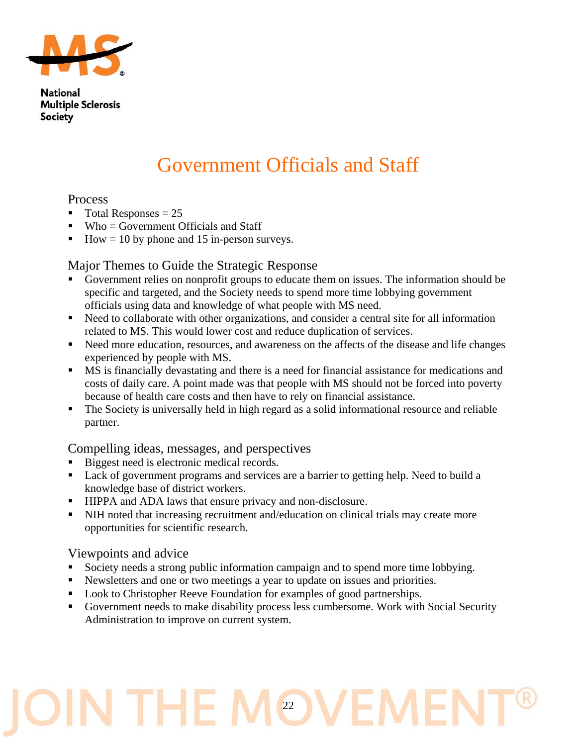National Multiple Sclerosis Society

# Government Officials and Staff

## Process

- Total Responses = 25
- Who = Government Officials and Staff
- How = 10 by phone and 15 in-person surveys.

## Major Themes to Guide the Strategic Response

- Government relies on nonprofit groups to educate them on issues. The information should be specific and targeted, and the Society needs to spend more time lobbying government officials using data and knowledge of what people with MS need.
- Need to collaborate with other organizations, and consider a central site for all information related to MS. This would lower cost and reduce duplication of services.
- Need more education, resources, and awareness on the affects of the disease and life changes experienced by people with MS.
- MS is financially devastating and there is a need for financial assistance for medications and costs of daily care. A point made was that people with MS should not be forced into poverty because of health care costs and then have to rely on financial assistance.
- The Society is universally held in high regard as a solid informational resource and reliable partner.

## Compelling ideas, messages, and perspectives

- Biggest need is electronic medical records.
- Lack of government programs and services are a barrier to getting help. Need to build a knowledge base of district workers.
- HIPPA and ADA laws that ensure privacy and non-disclosure.
- NIH noted that increasing recruitment and/education on clinical trials may create more opportunities for scientific research.

## Viewpoints and advice

- Society needs a strong public information campaign and to spend more time lobbying.
- Newsletters and one or two meetings a year to update on issues and priorities.
- Look to Christopher Reeve Foundation for examples of good partnerships.
- Government needs to make disability process less cumbersome. Work with Social Security Administration to improve on current system.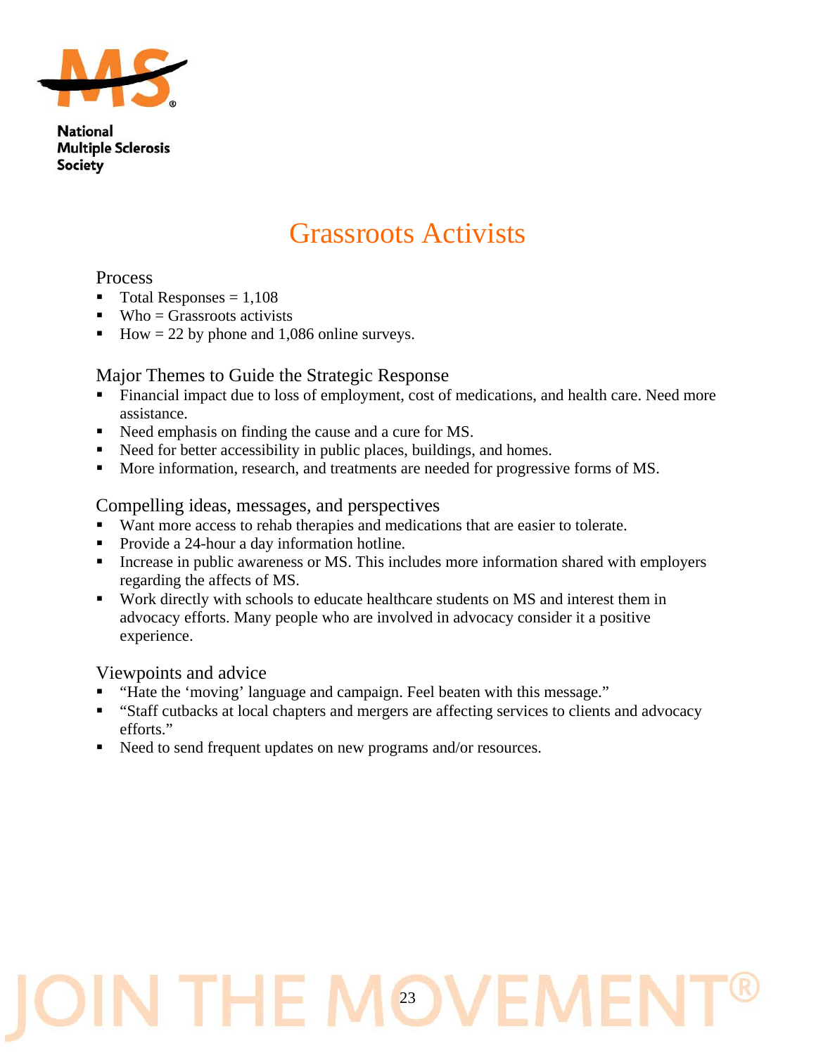# Grassroots Activists

## Process

- Total Responses = 1,108
- Who = Grassroots activists
- How = 22 by phone and 1,086 online surveys.

## Major Themes to Guide the Strategic Response

- Financial impact due to loss of employment, cost of medications, and health care. Need more assistance.
- Need emphasis on finding the cause and a cure for MS.
- Need for better accessibility in public places, buildings, and homes.
- More information, research, and treatments are needed for progressive forms of MS.

## Compelling ideas, messages, and perspectives

- Want more access to rehab therapies and medications that are easier to tolerate.
- Provide a 24-hour a day information hotline.
- Increase in public awareness or MS. This includes more information shared with employers regarding the affects of MS.
- Work directly with schools to educate healthcare students on MS and interest them in advocacy efforts. Many people who are involved in advocacy consider it a positive experience.

## Viewpoints and advice

- "Hate the 'moving' language and campaign. Feel beaten with this message."
- "Staff cutbacks at local chapters and mergers are affecting services to clients and advocacy efforts."
- Need to send frequent updates on new programs and/or resources.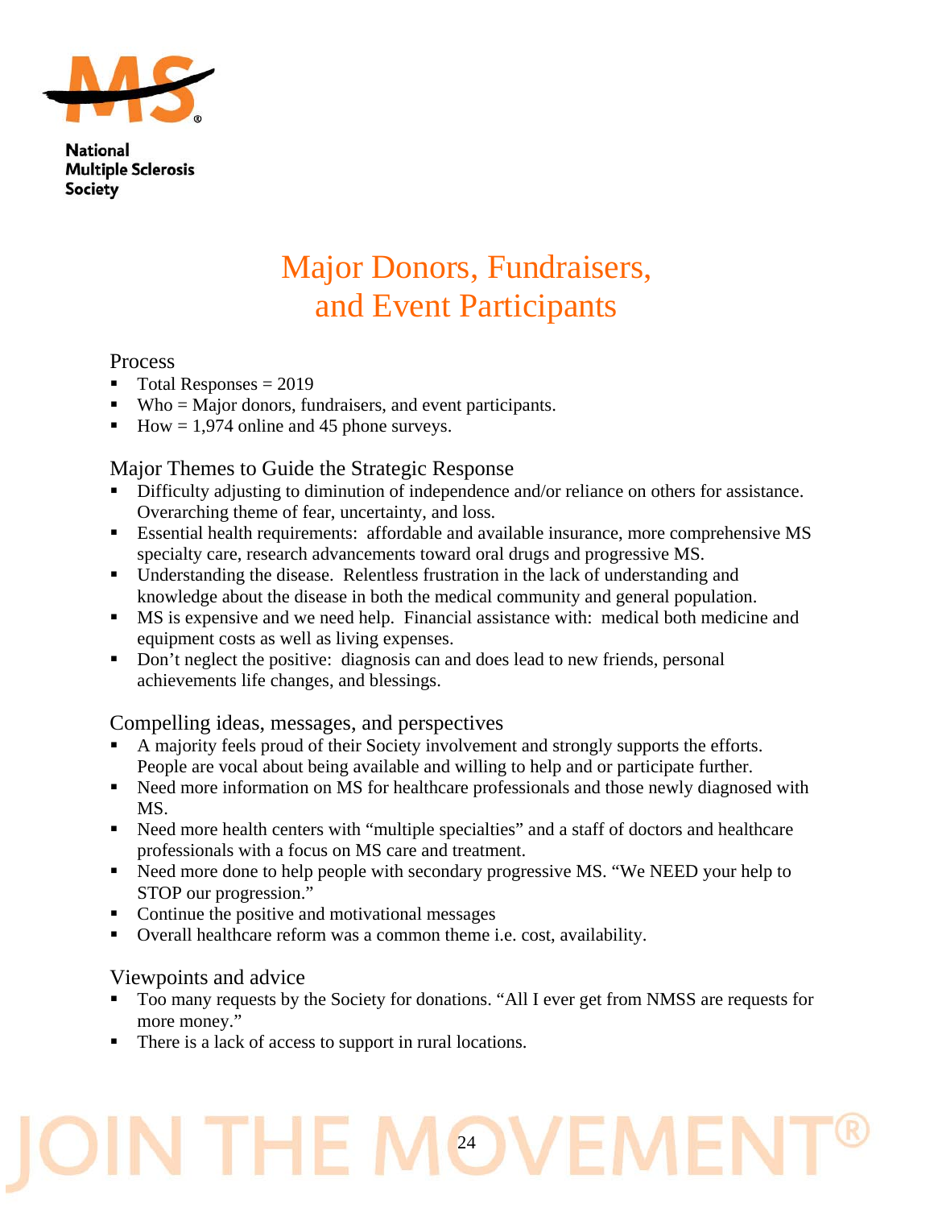# Major Donors, Fundraisers, and Event Participants

## Process

- Total Responses = 2019
- Who = Major donors, fundraisers, and event participants.
- How = 1,974 online and 45 phone surveys.

## Major Themes to Guide the Strategic Response

- Difficulty adjusting to diminution of independence and/or reliance on others for assistance. Overarching theme of fear, uncertainty, and loss.
- Essential health requirements: affordable and available insurance, more comprehensive MS specialty care, research advancements toward oral drugs and progressive MS.
- Understanding the disease. Relentless frustration in the lack of understanding and knowledge about the disease in both the medical community and general population.
- MS is expensive and we need help. Financial assistance with: medical both medicine and equipment costs as well as living expenses.
- Don't neglect the positive: diagnosis can and does lead to new friends, personal achievements life changes, and blessings.

## Compelling ideas, messages, and perspectives

- A majority feels proud of their Society involvement and strongly supports the efforts. People are vocal about being available and willing to help and or participate further.
- Need more information on MS for healthcare professionals and those newly diagnosed with MS.
- Need more health centers with "multiple specialties" and a staff of doctors and healthcare professionals with a focus on MS care and treatment.
- Need more done to help people with secondary progressive MS. "We NEED your help to STOP our progression."
- Continue the positive and motivational messages
- Overall healthcare reform was a common theme i.e. cost, availability.

## Viewpoints and advice

- Too many requests by the Society for donations. "All I ever get from NMSS are requests for more money."
- There is a lack of access to support in rural locations.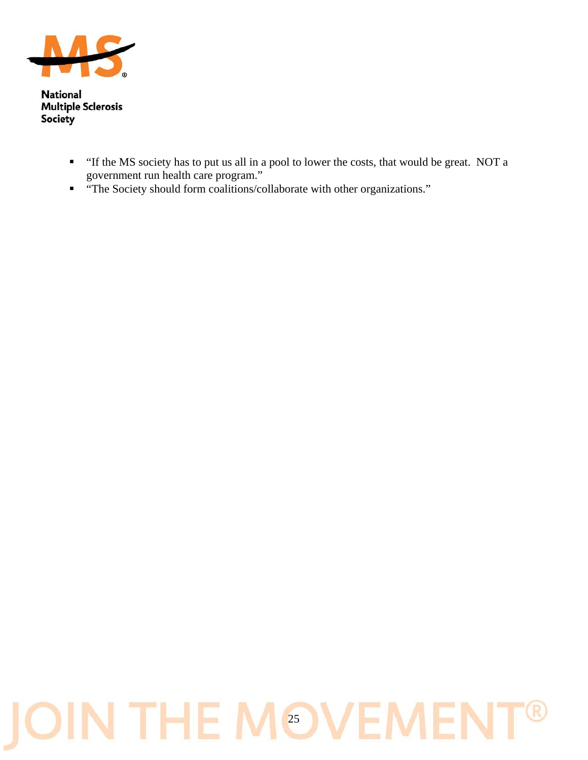- "If the MS society has to put us all in a pool to lower the costs, that would be great.  NOT a government run health care program."
- "The Society should form coalitions/collaborate with other organizations."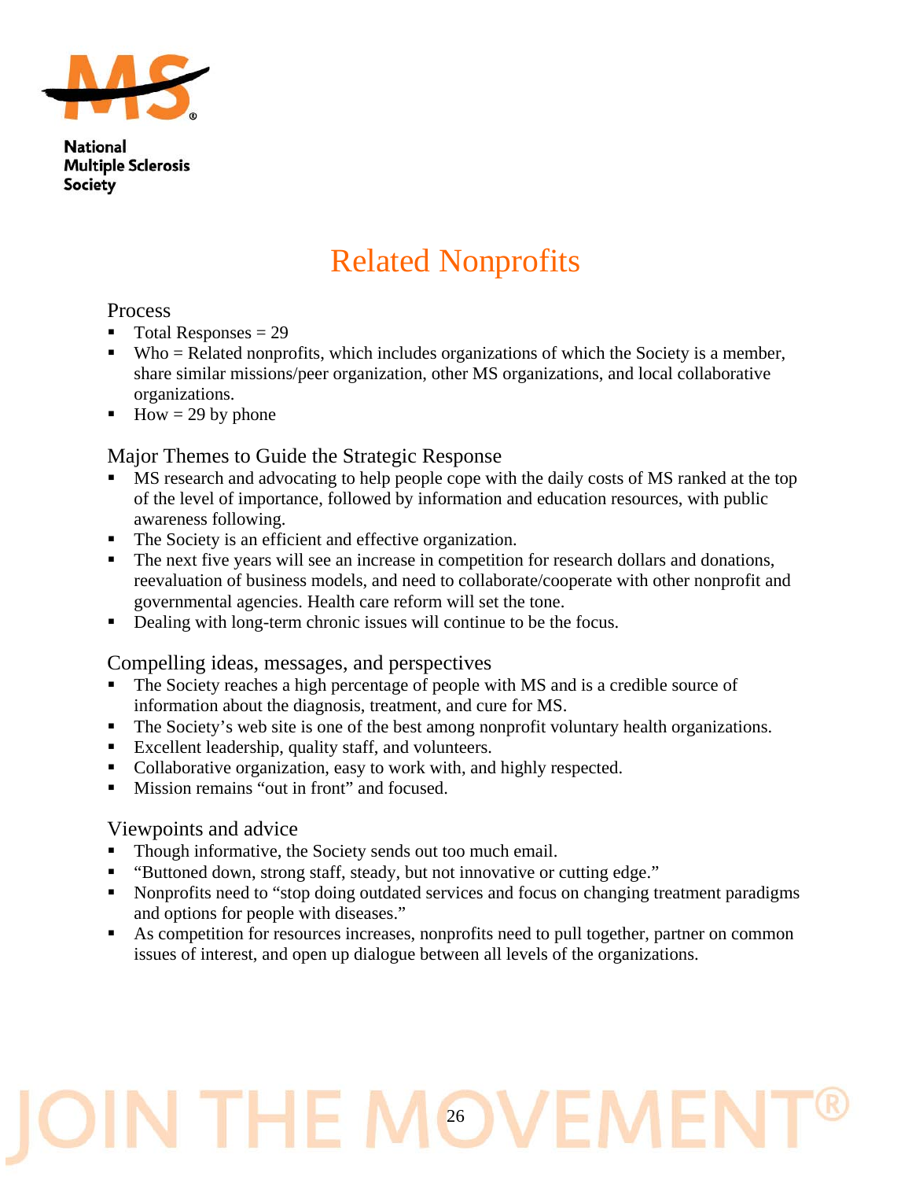National Multiple Sclerosis Society

# Related Nonprofits

## Process

- Total Responses = 29
- Who = Related nonprofits, which includes organizations of which the Society is a member, share similar missions/peer organization, other MS organizations, and local collaborative organizations.
- How = 29 by phone

## Major Themes to Guide the Strategic Response

- MS research and advocating to help people cope with the daily costs of MS ranked at the top of the level of importance, followed by information and education resources, with public awareness following.
- The Society is an efficient and effective organization.
- The next five years will see an increase in competition for research dollars and donations, reevaluation of business models, and need to collaborate/cooperate with other nonprofit and governmental agencies. Health care reform will set the tone.
- Dealing with long-term chronic issues will continue to be the focus.

## Compelling ideas, messages, and perspectives

- The Society reaches a high percentage of people with MS and is a credible source of information about the diagnosis, treatment, and cure for MS.
- The Society's web site is one of the best among nonprofit voluntary health organizations.
- Excellent leadership, quality staff, and volunteers.
- Collaborative organization, easy to work with, and highly respected.
- Mission remains "out in front" and focused.

## Viewpoints and advice

- Though informative, the Society sends out too much email.
- "Buttoned down, strong staff, steady, but not innovative or cutting edge."
- Nonprofits need to "stop doing outdated services and focus on changing treatment paradigms and options for people with diseases."
- As competition for resources increases, nonprofits need to pull together, partner on common issues of interest, and open up dialogue between all levels of the organizations.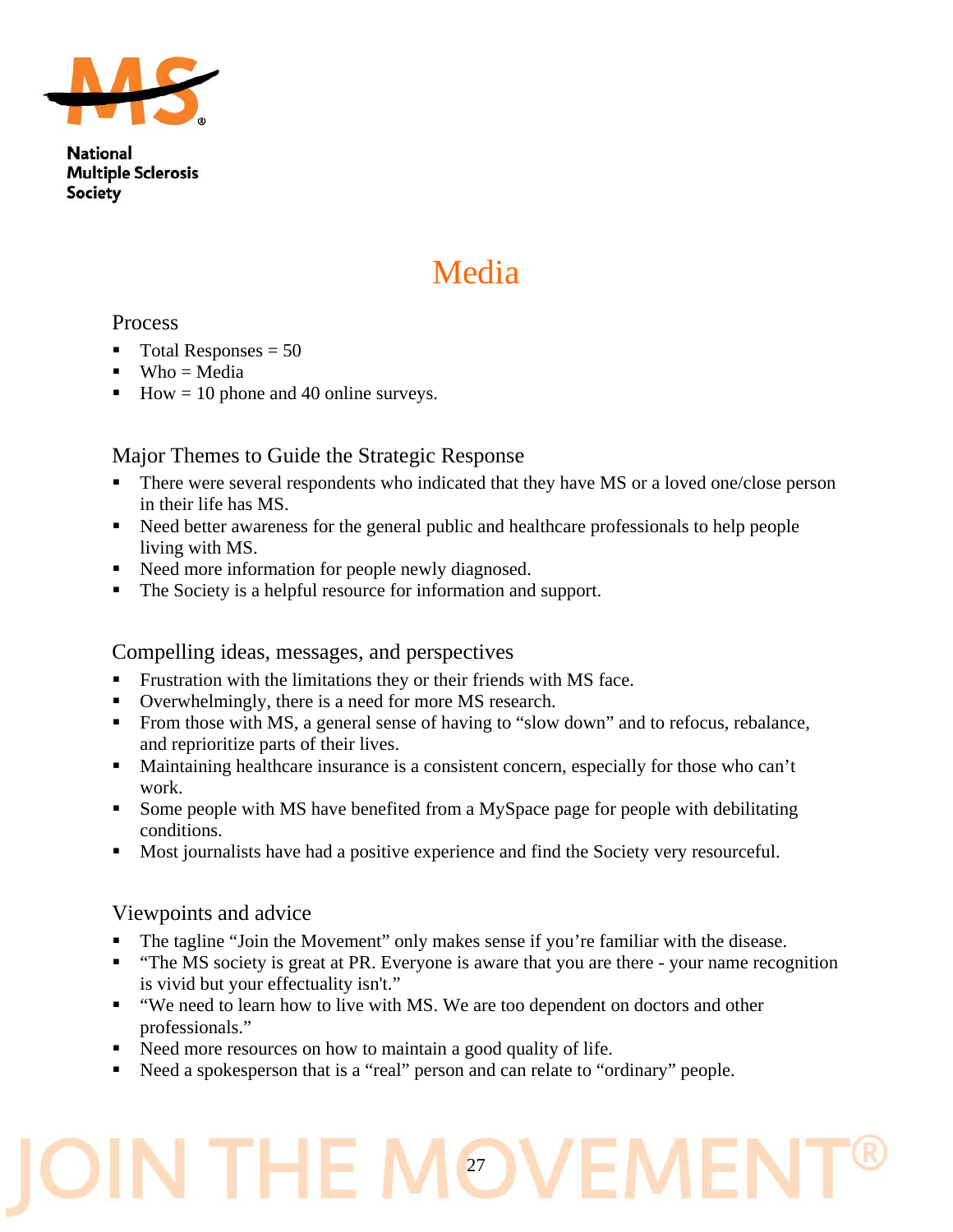# Media

## Process

- Total Responses = 50
- Who = Media
- How = 10 phone and 40 online surveys.

## Major Themes to Guide the Strategic Response

- There were several respondents who indicated that they have MS or a loved one/close person in their life has MS.
- Need better awareness for the general public and healthcare professionals to help people living with MS.
- Need more information for people newly diagnosed.
- The Society is a helpful resource for information and support.

## Compelling ideas, messages, and perspectives

- Frustration with the limitations they or their friends with MS face.
- Overwhelmingly, there is a need for more MS research.
- From those with MS, a general sense of having to "slow down" and to refocus, rebalance, and reprioritize parts of their lives.
- Maintaining healthcare insurance is a consistent concern, especially for those who can't work.
- Some people with MS have benefited from a MySpace page for people with debilitating conditions.
- Most journalists have had a positive experience and find the Society very resourceful.

## Viewpoints and advice

- The tagline "Join the Movement" only makes sense if you're familiar with the disease.
- "The MS society is great at PR. Everyone is aware that you are there - your name recognition is vivid but your effectuality isn't."
- "We need to learn how to live with MS. We are too dependent on doctors and other professionals."
- Need more resources on how to maintain a good quality of life.
- Need a spokesperson that is a "real" person and can relate to "ordinary" people.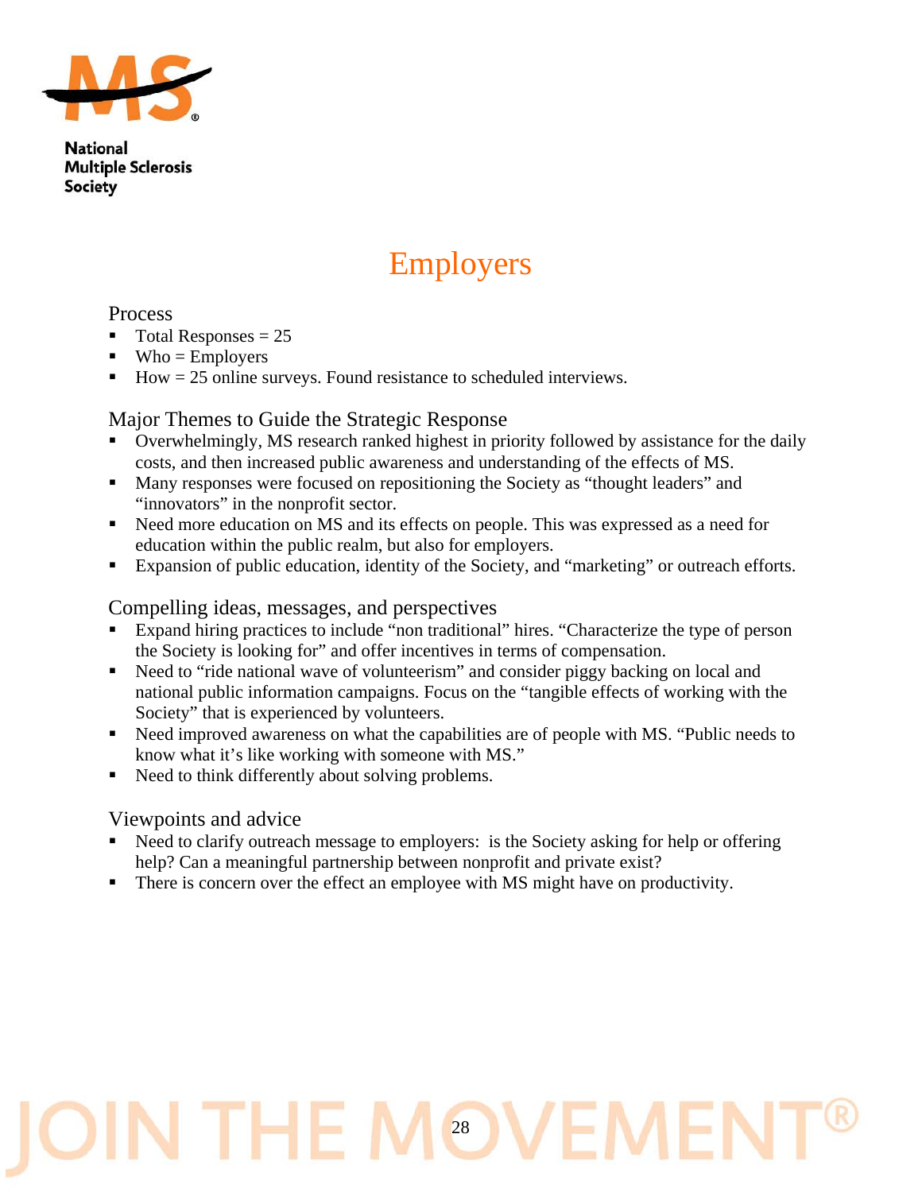National Multiple Sclerosis Society

# Employers

## Process

- Total Responses = 25
- Who = Employers
- How = 25 online surveys. Found resistance to scheduled interviews.

## Major Themes to Guide the Strategic Response

- Overwhelmingly, MS research ranked highest in priority followed by assistance for the daily costs, and then increased public awareness and understanding of the effects of MS.
- Many responses were focused on repositioning the Society as "thought leaders" and "innovators" in the nonprofit sector.
- Need more education on MS and its effects on people. This was expressed as a need for education within the public realm, but also for employers.
- Expansion of public education, identity of the Society, and "marketing" or outreach efforts.

## Compelling ideas, messages, and perspectives

- Expand hiring practices to include "non traditional" hires. "Characterize the type of person the Society is looking for" and offer incentives in terms of compensation.
- Need to "ride national wave of volunteerism" and consider piggy backing on local and national public information campaigns. Focus on the "tangible effects of working with the Society" that is experienced by volunteers.
- Need improved awareness on what the capabilities are of people with MS. "Public needs to know what it's like working with someone with MS."
- Need to think differently about solving problems.

## Viewpoints and advice

- Need to clarify outreach message to employers: is the Society asking for help or offering help? Can a meaningful partnership between nonprofit and private exist?
- There is concern over the effect an employee with MS might have on productivity.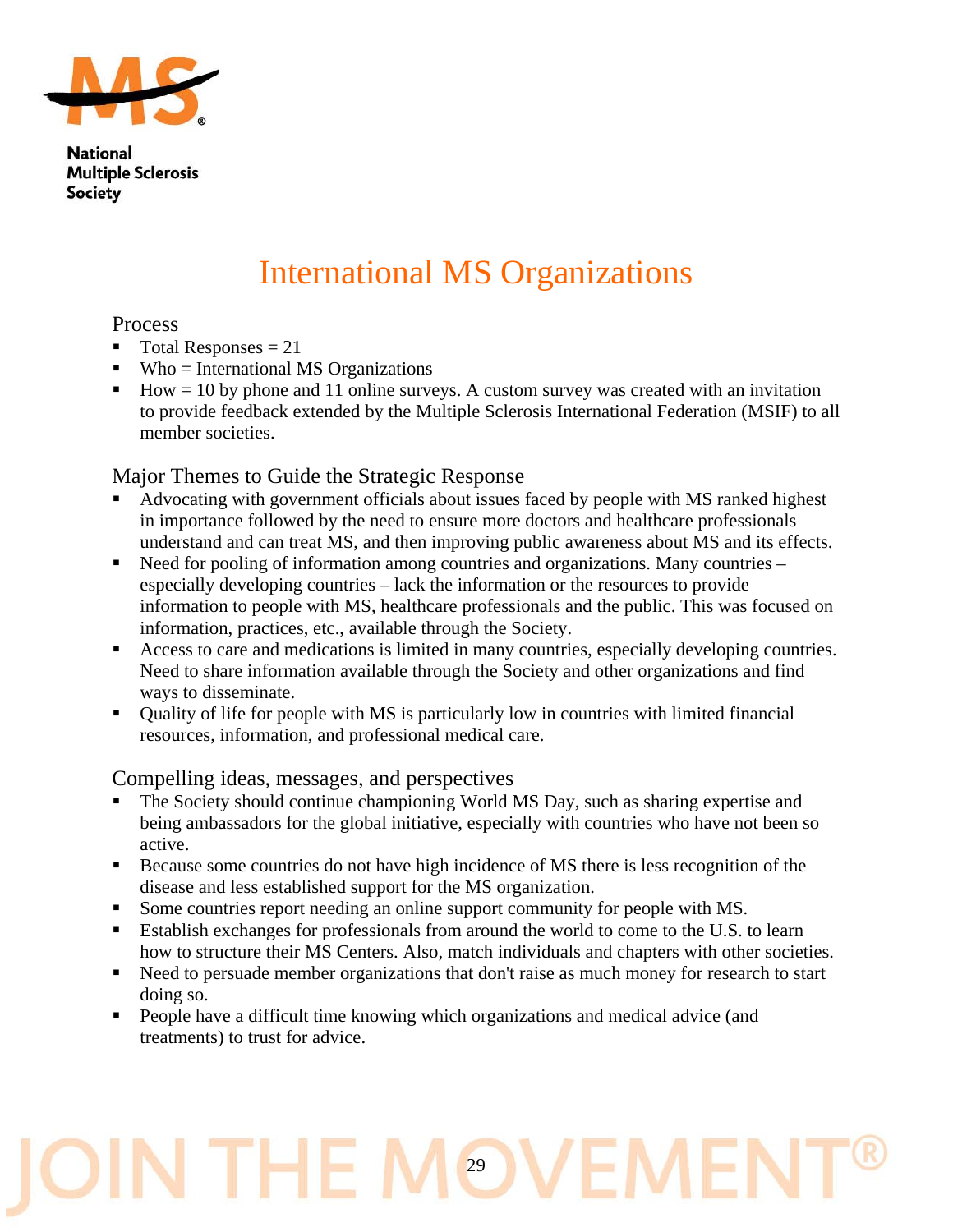# International MS Organizations

## Process

- Total Responses = 21
- Who = International MS Organizations
- How = 10 by phone and 11 online surveys. A custom survey was created with an invitation to provide feedback extended by the Multiple Sclerosis International Federation (MSIF) to all member societies.

## Major Themes to Guide the Strategic Response

- Advocating with government officials about issues faced by people with MS ranked highest in importance followed by the need to ensure more doctors and healthcare professionals understand and can treat MS, and then improving public awareness about MS and its effects.
- Need for pooling of information among countries and organizations. Many countries – especially developing countries – lack the information or the resources to provide information to people with MS, healthcare professionals and the public. This was focused on information, practices, etc., available through the Society.
- Access to care and medications is limited in many countries, especially developing countries. Need to share information available through the Society and other organizations and find ways to disseminate.
- Quality of life for people with MS is particularly low in countries with limited financial resources, information, and professional medical care.

## Compelling ideas, messages, and perspectives

- The Society should continue championing World MS Day, such as sharing expertise and being ambassadors for the global initiative, especially with countries who have not been so active.
- Because some countries do not have high incidence of MS there is less recognition of the disease and less established support for the MS organization.
- Some countries report needing an online support community for people with MS.
- Establish exchanges for professionals from around the world to come to the U.S. to learn how to structure their MS Centers. Also, match individuals and chapters with other societies.
- Need to persuade member organizations that don't raise as much money for research to start doing so.
- People have a difficult time knowing which organizations and medical advice (and treatments) to trust for advice.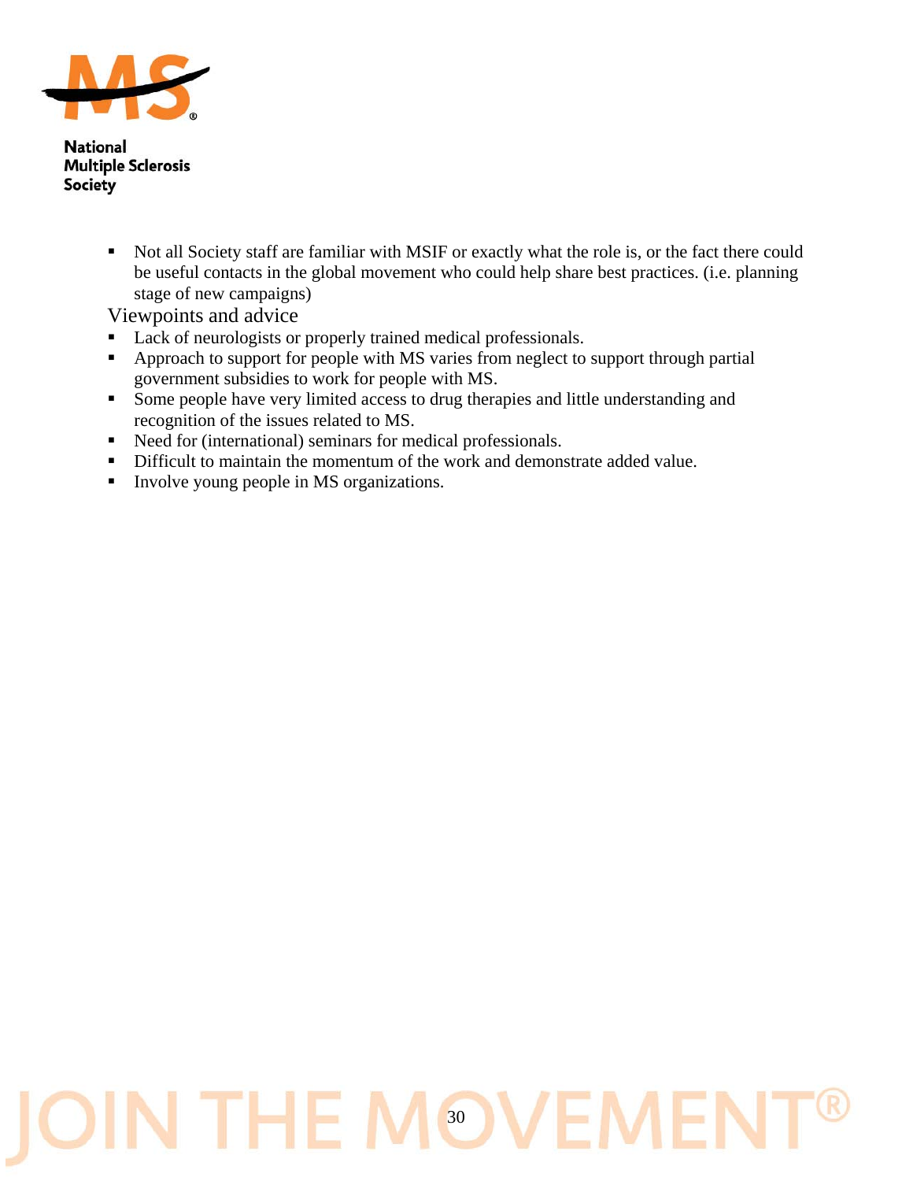- Not all Society staff are familiar with MSIF or exactly what the role is, or the fact there could be useful contacts in the global movement who could help share best practices. (i.e. planning stage of new campaigns)

## Viewpoints and advice

- Lack of neurologists or properly trained medical professionals.
- Approach to support for people with MS varies from neglect to support through partial government subsidies to work for people with MS.
- Some people have very limited access to drug therapies and little understanding and recognition of the issues related to MS.
- Need for (international) seminars for medical professionals.
- Difficult to maintain the momentum of the work and demonstrate added value.
- Involve young people in MS organizations.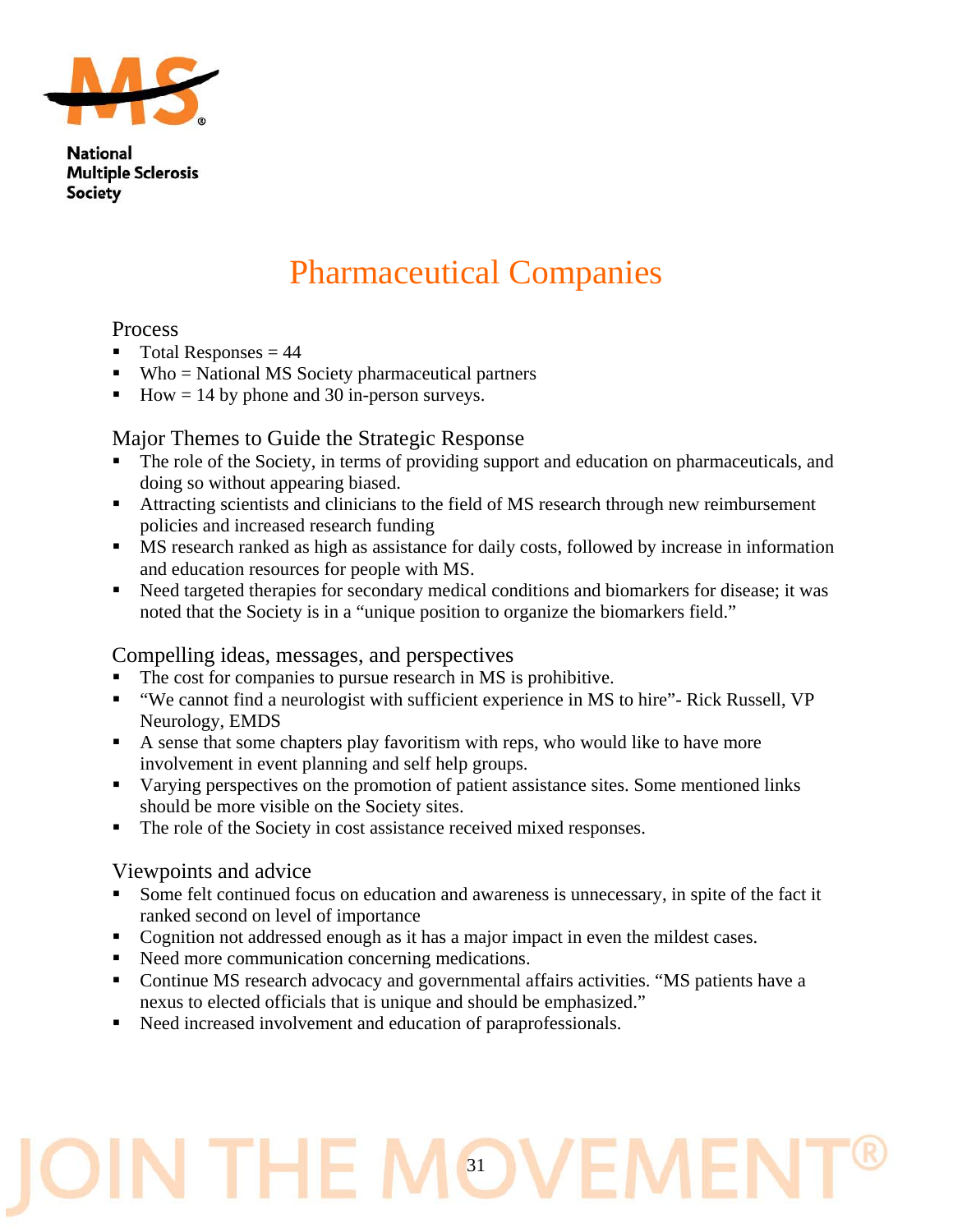National Multiple Sclerosis Society

# Pharmaceutical Companies

## Process

- Total Responses = 44
- Who = National MS Society pharmaceutical partners
- How = 14 by phone and 30 in-person surveys.

## Major Themes to Guide the Strategic Response

- The role of the Society, in terms of providing support and education on pharmaceuticals, and doing so without appearing biased.
- Attracting scientists and clinicians to the field of MS research through new reimbursement policies and increased research funding
- MS research ranked as high as assistance for daily costs, followed by increase in information and education resources for people with MS.
- Need targeted therapies for secondary medical conditions and biomarkers for disease; it was noted that the Society is in a "unique position to organize the biomarkers field."

## Compelling ideas, messages, and perspectives

- The cost for companies to pursue research in MS is prohibitive.
- "We cannot find a neurologist with sufficient experience in MS to hire"- Rick Russell, VP Neurology, EMDS
- A sense that some chapters play favoritism with reps, who would like to have more involvement in event planning and self help groups.
- Varying perspectives on the promotion of patient assistance sites. Some mentioned links should be more visible on the Society sites.
- The role of the Society in cost assistance received mixed responses.

## Viewpoints and advice

- Some felt continued focus on education and awareness is unnecessary, in spite of the fact it ranked second on level of importance
- Cognition not addressed enough as it has a major impact in even the mildest cases.
- Need more communication concerning medications.
- Continue MS research advocacy and governmental affairs activities. "MS patients have a nexus to elected officials that is unique and should be emphasized."
- Need increased involvement and education of paraprofessionals.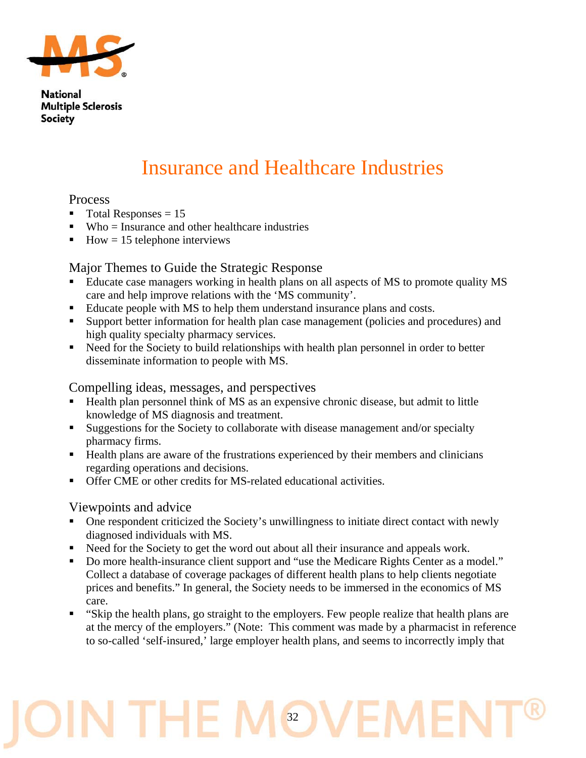# Insurance and Healthcare Industries

## Process

- Total Responses = 15
- Who = Insurance and other healthcare industries
- How = 15 telephone interviews

## Major Themes to Guide the Strategic Response

- Educate case managers working in health plans on all aspects of MS to promote quality MS care and help improve relations with the 'MS community'.
- Educate people with MS to help them understand insurance plans and costs.
- Support better information for health plan case management (policies and procedures) and high quality specialty pharmacy services.
- Need for the Society to build relationships with health plan personnel in order to better disseminate information to people with MS.

## Compelling ideas, messages, and perspectives

- Health plan personnel think of MS as an expensive chronic disease, but admit to little knowledge of MS diagnosis and treatment.
- Suggestions for the Society to collaborate with disease management and/or specialty pharmacy firms.
- Health plans are aware of the frustrations experienced by their members and clinicians regarding operations and decisions.
- Offer CME or other credits for MS-related educational activities.

## Viewpoints and advice

- One respondent criticized the Society's unwillingness to initiate direct contact with newly diagnosed individuals with MS.
- Need for the Society to get the word out about all their insurance and appeals work.
- Do more health-insurance client support and "use the Medicare Rights Center as a model." Collect a database of coverage packages of different health plans to help clients negotiate prices and benefits." In general, the Society needs to be immersed in the economics of MS care.
- "Skip the health plans, go straight to the employers. Few people realize that health plans are at the mercy of the employers." (Note: This comment was made by a pharmacist in reference to so-called 'self-insured,' large employer health plans, and seems to incorrectly imply that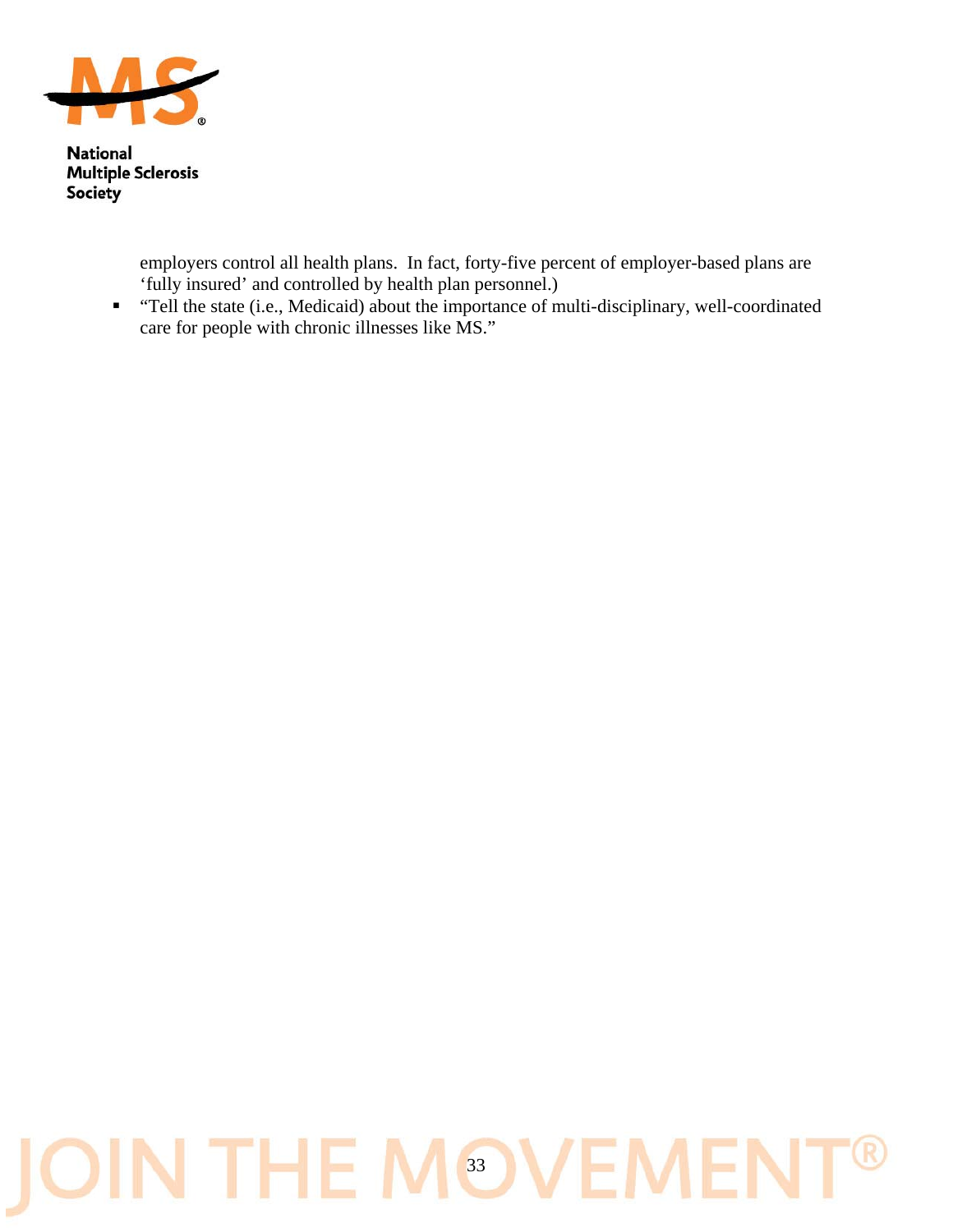employers control all health plans. In fact, forty-five percent of employer-based plans are 'fully insured' and controlled by health plan personnel.)

- "Tell the state (i.e., Medicaid) about the importance of multi-disciplinary, well-coordinated care for people with chronic illnesses like MS."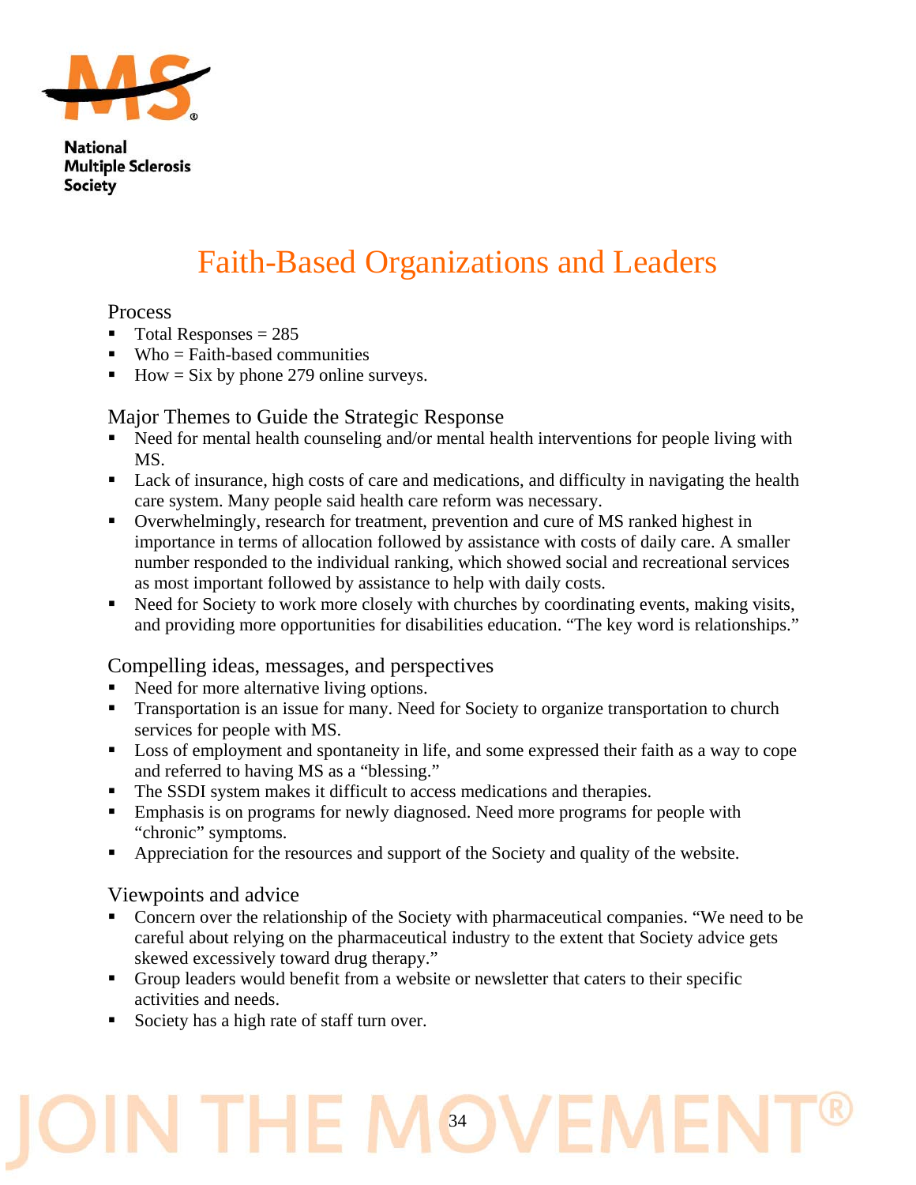# Faith-Based Organizations and Leaders

## Process

- Total Responses = 285
- Who = Faith-based communities
- How = Six by phone 279 online surveys.

## Major Themes to Guide the Strategic Response

- Need for mental health counseling and/or mental health interventions for people living with MS.
- Lack of insurance, high costs of care and medications, and difficulty in navigating the health care system. Many people said health care reform was necessary.
- Overwhelmingly, research for treatment, prevention and cure of MS ranked highest in importance in terms of allocation followed by assistance with costs of daily care. A smaller number responded to the individual ranking, which showed social and recreational services as most important followed by assistance to help with daily costs.
- Need for Society to work more closely with churches by coordinating events, making visits, and providing more opportunities for disabilities education. “The key word is relationships.”

## Compelling ideas, messages, and perspectives

- Need for more alternative living options.
- Transportation is an issue for many. Need for Society to organize transportation to church services for people with MS.
- Loss of employment and spontaneity in life, and some expressed their faith as a way to cope and referred to having MS as a “blessing.”
- The SSDI system makes it difficult to access medications and therapies.
- Emphasis is on programs for newly diagnosed. Need more programs for people with “chronic” symptoms.
- Appreciation for the resources and support of the Society and quality of the website.

## Viewpoints and advice

- Concern over the relationship of the Society with pharmaceutical companies. “We need to be careful about relying on the pharmaceutical industry to the extent that Society advice gets skewed excessively toward drug therapy.”
- Group leaders would benefit from a website or newsletter that caters to their specific activities and needs.
- Society has a high rate of staff turn over.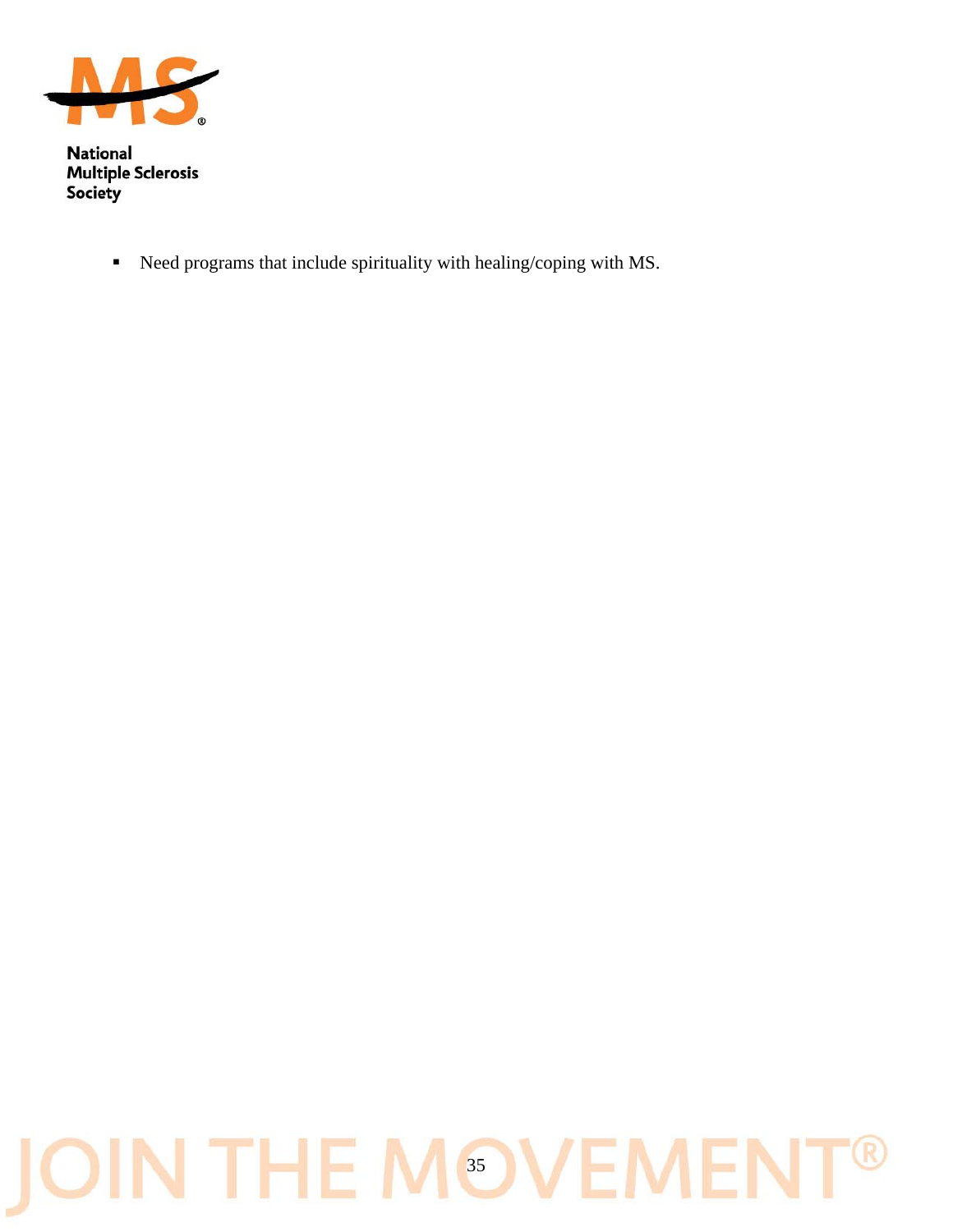- Need programs that include spirituality with healing/coping with MS.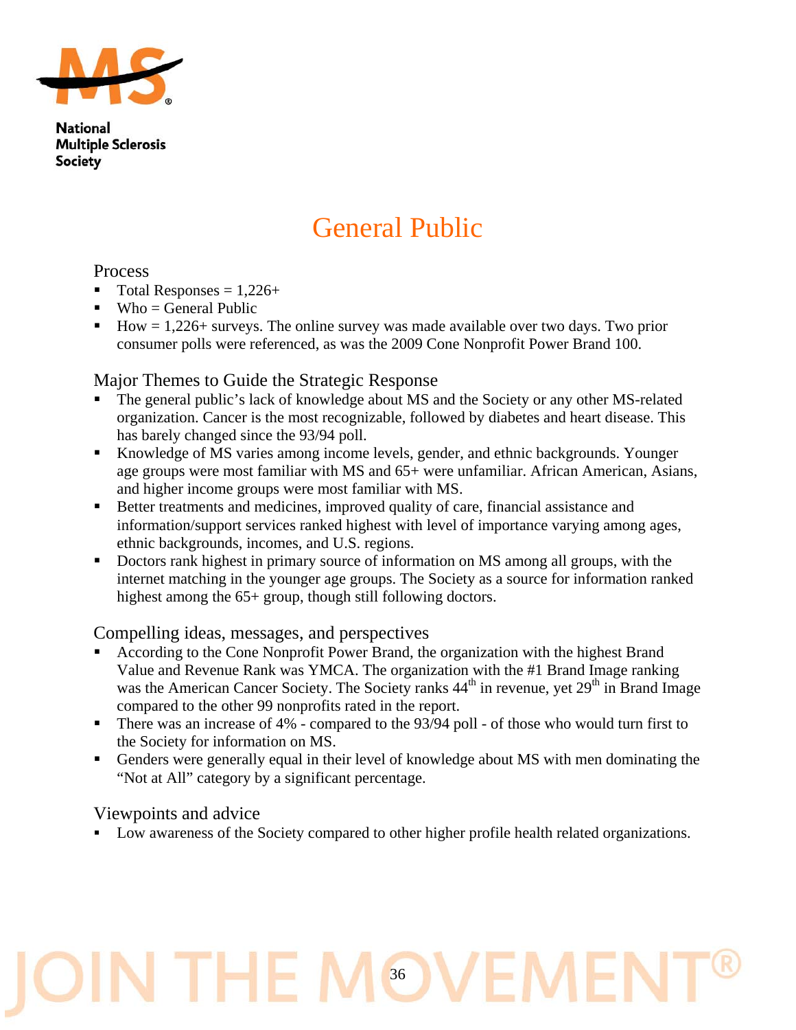National Multiple Sclerosis Society

# General Public

## Process

- Total Responses = 1,226+
- Who = General Public
- How = 1,226+ surveys. The online survey was made available over two days. Two prior consumer polls were referenced, as was the 2009 Cone Nonprofit Power Brand 100.

## Major Themes to Guide the Strategic Response

- The general public's lack of knowledge about MS and the Society or any other MS-related organization. Cancer is the most recognizable, followed by diabetes and heart disease. This has barely changed since the 93/94 poll.
- Knowledge of MS varies among income levels, gender, and ethnic backgrounds. Younger age groups were most familiar with MS and 65+ were unfamiliar. African American, Asians, and higher income groups were most familiar with MS.
- Better treatments and medicines, improved quality of care, financial assistance and information/support services ranked highest with level of importance varying among ages, ethnic backgrounds, incomes, and U.S. regions.
- Doctors rank highest in primary source of information on MS among all groups, with the internet matching in the younger age groups. The Society as a source for information ranked highest among the 65+ group, though still following doctors.

## Compelling ideas, messages, and perspectives

- According to the Cone Nonprofit Power Brand, the organization with the highest Brand Value and Revenue Rank was YMCA. The organization with the #1 Brand Image ranking was the American Cancer Society. The Society ranks 44th in revenue, yet 29th in Brand Image compared to the other 99 nonprofits rated in the report.
- There was an increase of 4% - compared to the 93/94 poll - of those who would turn first to the Society for information on MS.
- Genders were generally equal in their level of knowledge about MS with men dominating the "Not at All" category by a significant percentage.

## Viewpoints and advice

- Low awareness of the Society compared to other higher profile health related organizations.